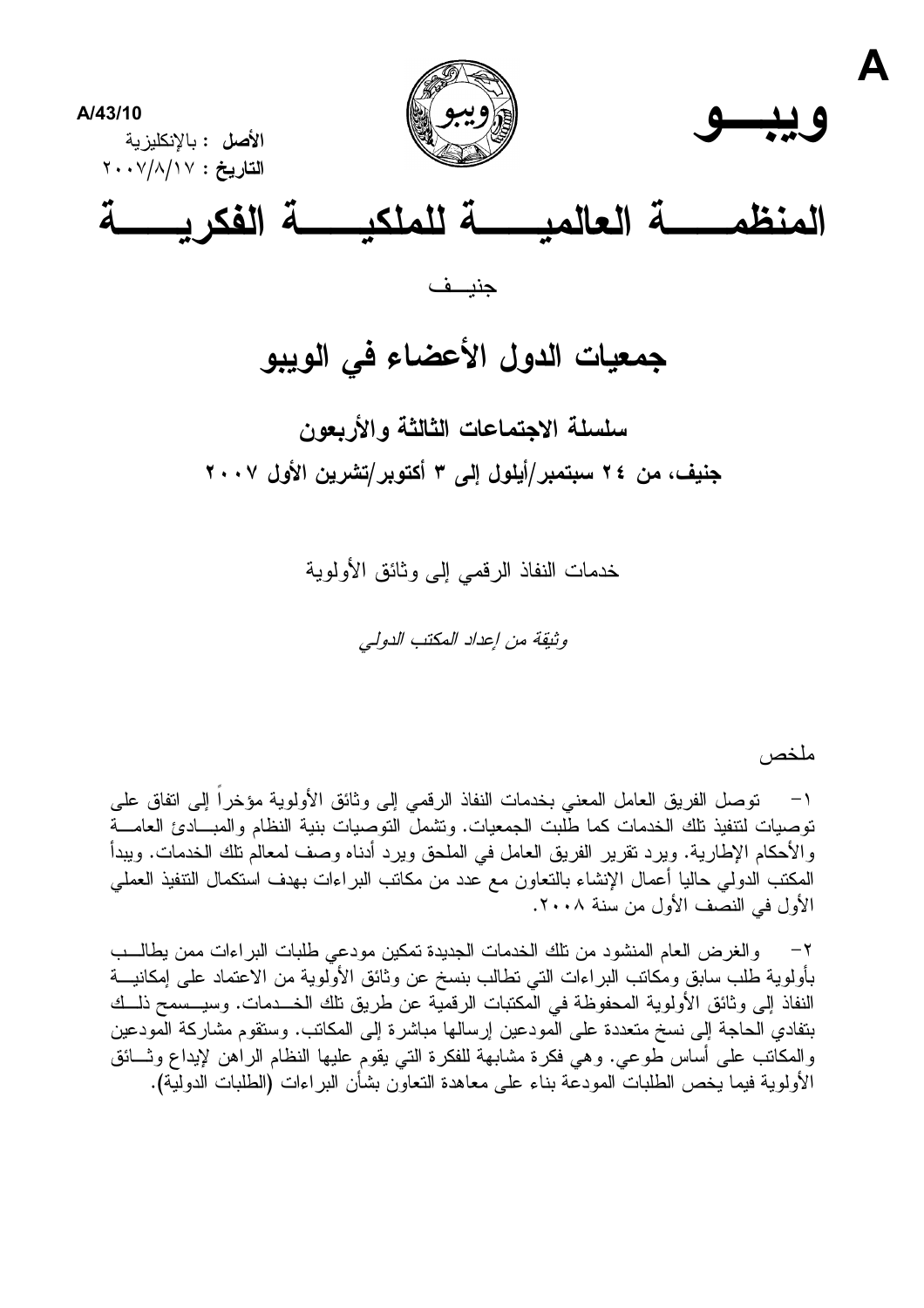A

A/43/10

**الأصل :** بالإنكليزية

**التاريخ :** ٢٠٠٧/٨/١٧

**ويبـــو**

# المنظمـــة العالميـــة للملكيـــة الفكريـــة

جنيــف

## جمعيات الدول الأعضاء في الويبو

### سلسلة الاجتماعات الثالثة والأربعون

### جنيف، من ٢٤ سبتمبر/أيلول إلى ٣ أكتوبر/تشرين الأول ٢٠٠٧

خدمات النفاذ الرقمي إلى وثائق الأولوية

*وثيقة من إعداد المكتب الدولي*

ملخص

١- توصل الفريق العامل المعني بخدمات النفاذ الرقمي إلى وثائق الأولوية مؤخراً إلى اتفاق على توصيات لتنفيذ تلك الخدمات كما طلبت الجمعيات. وتشمل التوصيات بنية النظام والمبـادئ العامـة والأحكام الإطارية. ويرد تقرير الفريق العامل في الملحق ويرد أدناه وصف لمعالم تلك الخدمات. ويبدأ المكتب الدولي حاليا أعمال الإنشاء بالتعاون مع عدد من مكاتب البراءات بهدف استكمال التنفيذ العملي الأول في النصف الأول من سنة ٢٠٠٨.

٢- والغرض العام المنشود من تلك الخدمات الجديدة تمكين مودعي طلبات البراءات ممن يطالـب بأولوية طلب سابق ومكاتب البراءات التي تطالب بنسخ عن وثائق الأولوية من الاعتماد على إمكانيـة النفاذ إلى وثائق الأولوية المحفوظة في المكتبات الرقمية عن طريق تلك الخـدمات. وسيـسمح ذلـك بتفادي الحاجة إلى نسخ متعددة على المودعين إرسالها مباشرة إلى المكاتب. وستقوم مشاركة المودعين والمكاتب على أساس طوعي. وهي فكرة مشابهة للفكرة التي يقوم عليها النظام الراهن لإيداع وثـائق الأولوية فيما يخص الطلبات المودعة بناء على معاهدة التعاون بشأن البراءات (الطلبات الدولية).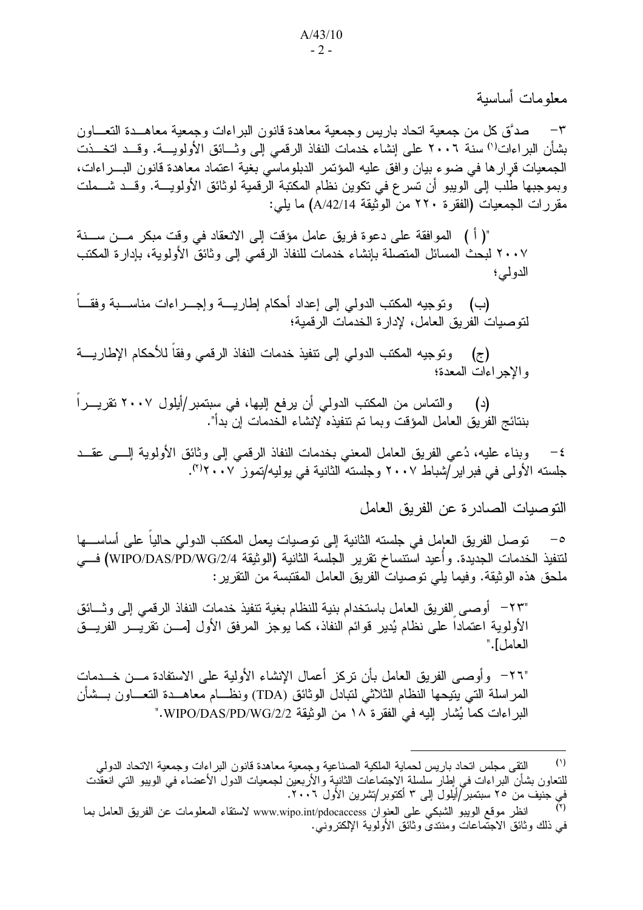## معلومات أساسية

٣- صدّق كل من جمعية اتحاد باريس وجمعية معاهدة قانون البراءات وجمعية معاهدة التعاون بشأن البراءات[1] سنة ٢٠٠٦ على إنشاء خدمات النفاذ الرقمي إلى وثائق الأولوية. وقد اتخذت الجمعيات قرارها في ضوء بيان وافق عليه المؤتمر الدبلوماسي بغية اعتماد معاهدة قانون البراءات، وبموجبها طلب إلى الويبو أن تسرع في تكوين نظام المكتبة الرقمية لوثائق الأولوية. وقد شملت مقررات الجمعيات (الفقرة ٢٢٠ من الوثيقة A/42/14) ما يلي:

"(أ) الموافقة على دعوة فريق عامل مؤقت إلى الانعقاد في وقت مبكر من سنة ٢٠٠٧ لبحث المسائل المتصلة بإنشاء خدمات للنفاذ الرقمي إلى وثائق الأولوية، بإدارة المكتب الدولي؛

(ب) وتوجيه المكتب الدولي إلى إعداد أحكام إطارية وإجراءات مناسبة وفقاً لتوصيات الفريق العامل، لإدارة الخدمات الرقمية؛

(ج) وتوجيه المكتب الدولي إلى تنفيذ خدمات النفاذ الرقمي وفقاً للأحكام الإطارية والإجراءات المعدة؛

(د) والتماس من المكتب الدولي أن يرفع إليها، في سبتمبر/أيلول ٢٠٠٧ تقريراً بنتائج الفريق العامل المؤقت وبما تم تنفيذه لإنشاء الخدمات إن بدأ".

٤- وبناء عليه، دُعي الفريق العامل المعني بخدمات النفاذ الرقمي إلى وثائق الأولوية إلى عقد جلسته الأولى في فبراير/شباط ٢٠٠٧ وجلسته الثانية في يوليه/تموز ٢٠٠٧[2].

## التوصيات الصادرة عن الفريق العامل

٥- توصل الفريق العامل في جلسته الثانية إلى توصيات يعمل المكتب الدولي حالياً على أساسها لتنفيذ الخدمات الجديدة. وأُعيد استنساخ تقرير الجلسة الثانية (الوثيقة WIPO/DAS/PD/WG/2/4) في ملحق هذه الوثيقة. وفيما يلي توصيات الفريق العامل المقتبسة من التقرير:

"٢٣- أوصى الفريق العامل باستخدام بنية للنظام بغية تنفيذ خدمات النفاذ الرقمي إلى وثائق الأولوية اعتماداً على نظام يُدير قوائم النفاذ، كما يوجز المرفق الأول [من تقرير الفريق العامل]."

"٢٦- وأوصى الفريق العامل بأن تركز أعمال الإنشاء الأولية على الاستفادة من خدمات المراسلة التي يتيحها النظام الثلاثي لتبادل الوثائق (TDA) ونظام معاهدة التعاون بشأن البراءات كما يُشار إليه في الفقرة ١٨ من الوثيقة WIPO/DAS/PD/WG/2/2."

---

[1] التقى مجلس اتحاد باريس لحماية الملكية الصناعية وجمعية معاهدة قانون البراءات وجمعية الاتحاد الدولي للتعاون بشأن البراءات في إطار سلسلة الاجتماعات الثانية والأربعين لجمعيات الدول الأعضاء في الويبو التي انعقدت في جنيف من ٢٥ سبتمبر/أيلول إلى ٣ أكتوبر/تشرين الأول ٢٠٠٦.

[2] انظر موقع الويبو الشبكي على العنوان www.wipo.int/pdocaccess لاستقاء المعلومات عن الفريق العامل بما في ذلك وثائق الاجتماعات ومنتدى وثائق الأولوية الإلكتروني.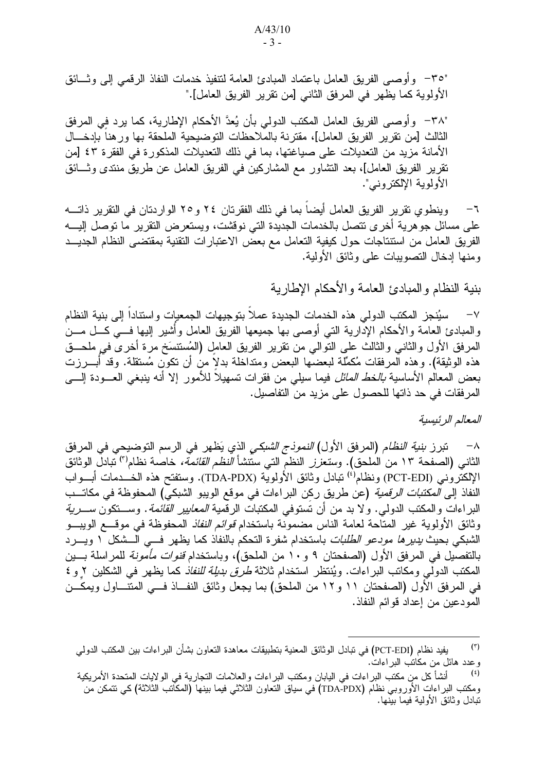"٣٥- وأوصى الفريق العامل باعتماد المبادئ العامة لتنفيذ خدمات النفاذ الرقمي إلى وثـائق الأولوية كما يظهر في المرفق الثاني [من تقرير الفريق العامل]."

"٣٨- وأوصى الفريق العامل المكتب الدولي بأن يُعدَّ الأحكام الإطارية، كما يرد في المرفق الثالث [من تقرير الفريق العامل]، مقترنة بالملاحظات التوضيحية الملحقة بها ورهناً بإدخـال الأمانة مزيد من التعديلات على صياغتها، بما في ذلك التعديلات المذكورة في الفقرة ٤٣ [من تقرير الفريق العامل]، بعد التشاور مع المشاركين في الفريق العامل عن طريق منتدى وثـائق الأولوية الإلكتروني".

٦- وينطوي تقرير الفريق العامل أيضاً بما في ذلك الفقرتان ٢٤ و٢٥ الواردتان في التقرير ذاتـه على مسائل جوهرية أخرى تتصل بالخدمات الجديدة التي نوقشت، ويستعرض التقرير ما توصل إليـه الفريق العامل من استنتاجات حول كيفية التعامل مع بعض الاعتبارات التقنية بمقتضى النظام الجديـد ومنها إدخال التصويبات على وثائق الأولية.

## بنية النظام والمبادئ العامة والأحكام الإطارية

٧- سيُنجز المكتب الدولي هذه الخدمات الجديدة عملاً بتوجيهات الجمعيات واستناداً إلى بنية النظام والمبادئ العامة والأحكام الإدارية التي أوصى بها جميعها الفريق العامل وأُشير إليها فـي كـل مـن المرفق الأول والثاني والثالث على التوالي من تقرير الفريق العامل (المُستنسَخ مرة أخرى في ملحـق هذه الوثيقة). وهذه المرفقات مُكمِّلة لبعضها البعض ومتداخلة بدلاً من أن تكون مُستقلة. وقد أُبـرزت بعض المعالم الأساسية *بالخط المائل* فيما سيلي من فقرات تسهيلاً للأمور إلا أنه ينبغي العـودة إلـى المرفقات في حد ذاتها للحصول على مزيد من التفاصيل.

*المعالم الرئيسية*

٨- تبرز *بنية النظام* (المرفق الأول) *النموذج الشبكي* الذي يَظهر في الرسم التوضيحي في المرفق الثاني (الصفحة ١٣ من الملحق). و*ستعزز* النظم التي ستنشأ *النظم القائمة*، خاصة نظام[٣] تبادل الوثائق الإلكتروني (PCT-EDI) ونظام[٤] تبادل وثائق الأولوية (TDA-PDX). وستفتح هذه الخـدمات أبـواب النفاذ إلى *المكتبات الرقمية* (عن طريق ركن البراءات في موقع الويبو الشبكي) المحفوظة في مكاتـب البراءات والمكتب الدولي. ولا بد من أن تَستوفي المكتبات الرقمية *المعايير القائمة*. وسـتكون *سـرية* وثائق الأولوية غير المتاحة لعامة الناس مضمونة باستخدام *قوائم النفاذ* المحفوظة في موقـع الويبـو الشبكي بحيث *يديرها مودعو الطلبات* باستخدام شفرة التحكم بالنفاذ كما يظهر فـي الـشكل ١ ويـرد بالتفصيل في المرفق الأول (الصفحتان ٩ و١٠ من الملحق)، وباستخدام *قنوات مأمونة* للمراسلة بـين المكتب الدولي ومكاتب البراءات. ويُنتظر استخدام ثلاثة *طرق بديلة للنفاذ* كما يظهر في الشكلين ٢ و٤ في المرفق الأول (الصفحتان ١١ و١٢ من الملحق) بما يجعل وثائق النفـاذ فـي المتنـاول ويمكـن المودعين من إعداد قوائم النفاذ.

---

(٣) يفيد نظام (PCT-EDI) في تبادل الوثائق المعنية بتطبيقات معاهدة التعاون بشأن البراءات بين المكتب الدولي وعدد هائل من مكاتب البراءات.

(٤) أنشأ كل من مكتب البراءات في اليابان ومكتب البراءات والعلامات التجارية في الولايات المتحدة الأمريكية ومكتب البراءات الأوروبي نظام (TDA-PDX) في سياق التعاون الثلاثي فيما بينها (المكاتب الثلاثة) كي تتمكن من تبادل وثائق الأولية فيما بينها.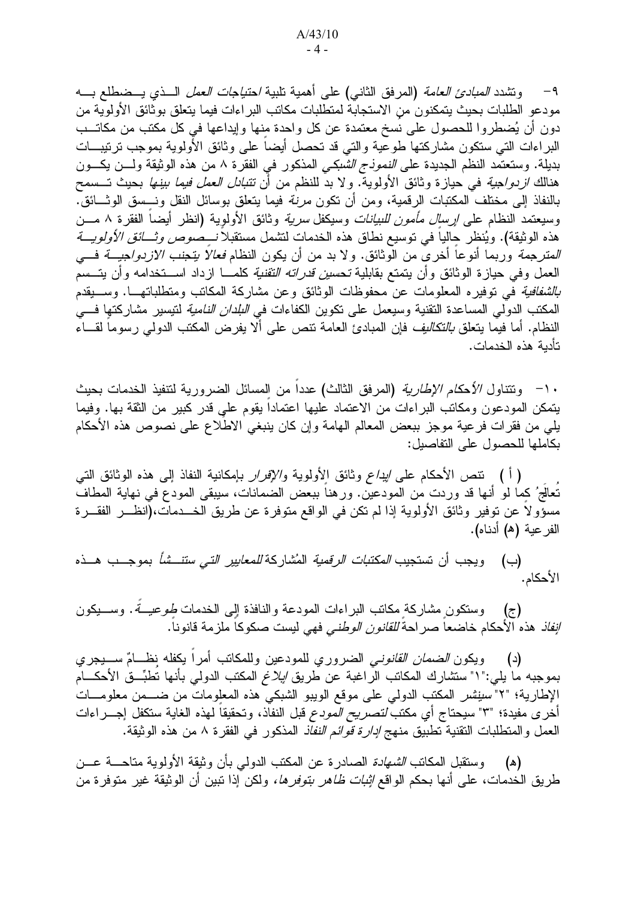٩- وتشدد *المبادئ العامة* (المرفق الثاني) على أهمية تلبية *احتياجات العمل* الذي يضطلع به مودعو الطلبات بحيث يتمكنون من الاستجابة لمتطلبات مكاتب البراءات فيما يتعلق بوثائق الأولوية من دون أن يُضطروا للحصول على نسخ معتمدة عن كل واحدة منها وإيداعها في كل مكتب من مكاتب البراءات التي ستكون مشاركتها طوعية والتي قد تحصل أيضاً على وثائق الأولوية بموجب ترتيبات بديلة. وستعتمد النظم الجديدة على *النموذج الشبكي* المذكور في الفقرة ٨ من هذه الوثيقة ولن يكون هنالك *ازدواجية* في حيازة وثائق الأولوية. ولا بد للنظم من أن *تتبادل العمل فيما بينها* بحيث تسمح بالنفاذ إلى مختلف المكتبات الرقمية، ومن أن تكون *مرنة* فيما يتعلق بوسائل النقل ونسق الوثائق. وسيعتمد النظام على *إرسال مأمون للبيانات* وسيكفل *سرية* وثائق الأولوية (انظر أيضاً الفقرة ٨ من هذه الوثيقة). ويُنظر حالياً في توسيع نطاق هذه الخدمات لتشمل مستقبلاً *نصوص وثائق الأولوية المترجمة* وربما أنواعاً أخرى من الوثائق. ولا بد من أن يكون النظام *فعالاً يتجنب الازدواجية* في العمل وفي حيازة الوثائق وأن يتمتع بقابلية *تحسين قدراته التقنية* كلما ازداد استخدامه وأن يتسم *بالشفافية* في توفيره المعلومات عن محفوظات الوثائق وعن مشاركة المكاتب ومتطلباتها. وسيقدم المكتب الدولي المساعدة التقنية وسيعمل على تكوين الكفاءات في *البلدان النامية* لتيسير مشاركتها في النظام. أما فيما يتعلق *بالتكاليف* فإن المبادئ العامة تنص على ألا يفرض المكتب الدولي رسوماً لقاء تأدية هذه الخدمات.

١٠- وتتناول *الأحكام الإطارية* (المرفق الثالث) عدداً من المسائل الضرورية لتنفيذ الخدمات بحيث يتمكن المودعون ومكاتب البراءات من الاعتماد عليها اعتماداً يقوم على قدر كبير من الثقة بها. وفيما يلي من فقرات فرعية موجز ببعض المعالم الهامة وإن كان ينبغي الاطلاع على نصوص هذه الأحكام بكاملها للحصول على التفاصيل:

(أ) تنص الأحكام على *إيداع* وثائق الأولوية *والإقرار* بإمكانية النفاذ إلى هذه الوثائق التي تُعالَجُ كما لو أنها قد وردت من المودعين. ورهناً ببعض الضمانات، سيبقى المودع في نهاية المطاف مسؤولاً عن توفير وثائق الأولوية إذا لم تكن في الواقع متوفرة عن طريق الخدمات،(انظر الفقرة الفرعية (هـ) أدناه).

(ب) ويجب أن تستجيب *المكتبات الرقمية* المُشاركة *للمعايير التي ستنشأ* بموجب هذه الأحكام.

(ج) وستكون مشاركة مكاتب البراءات المودعة والنافذة إلى الخدمات *طوعية*. وسيكون *إنفاذ* هذه الأحكام خاضعاً صراحةً *للقانون الوطني* فهي ليست صكوكاً ملزمة قانوناً.

(د) ويكون *الضمان القانوني* الضروري للمودعين وللمكاتب أمراً يكفله نظامٌ سيجري بموجبه ما يلي:"١" ستشارك المكاتب الراغبة عن طريق *إبلاغ* المكتب الدولي بأنها تُطبِّق الأحكام الإطارية؛ "٢" *سينشر* المكتب الدولي على موقع الويبو الشبكي هذه المعلومات من ضمن معلومات أخرى مفيدة؛ "٣" سيحتاج أي مكتب *لتصريح المودع* قبل النفاذ، وتحقيقاً لهذه الغاية ستكفل إجراءات العمل والمتطلبات التقنية تطبيق منهج *إدارة قوائم النفاذ* المذكور في الفقرة ٨ من هذه الوثيقة.

(هـ) وستقبل المكاتب *الشهادة* الصادرة عن المكتب الدولي بأن وثيقة الأولوية متاحة عن طريق الخدمات، على أنها بحكم الواقع *إثبات ظاهر بتوفرها*، ولكن إذا تبين أن الوثيقة غير متوفرة من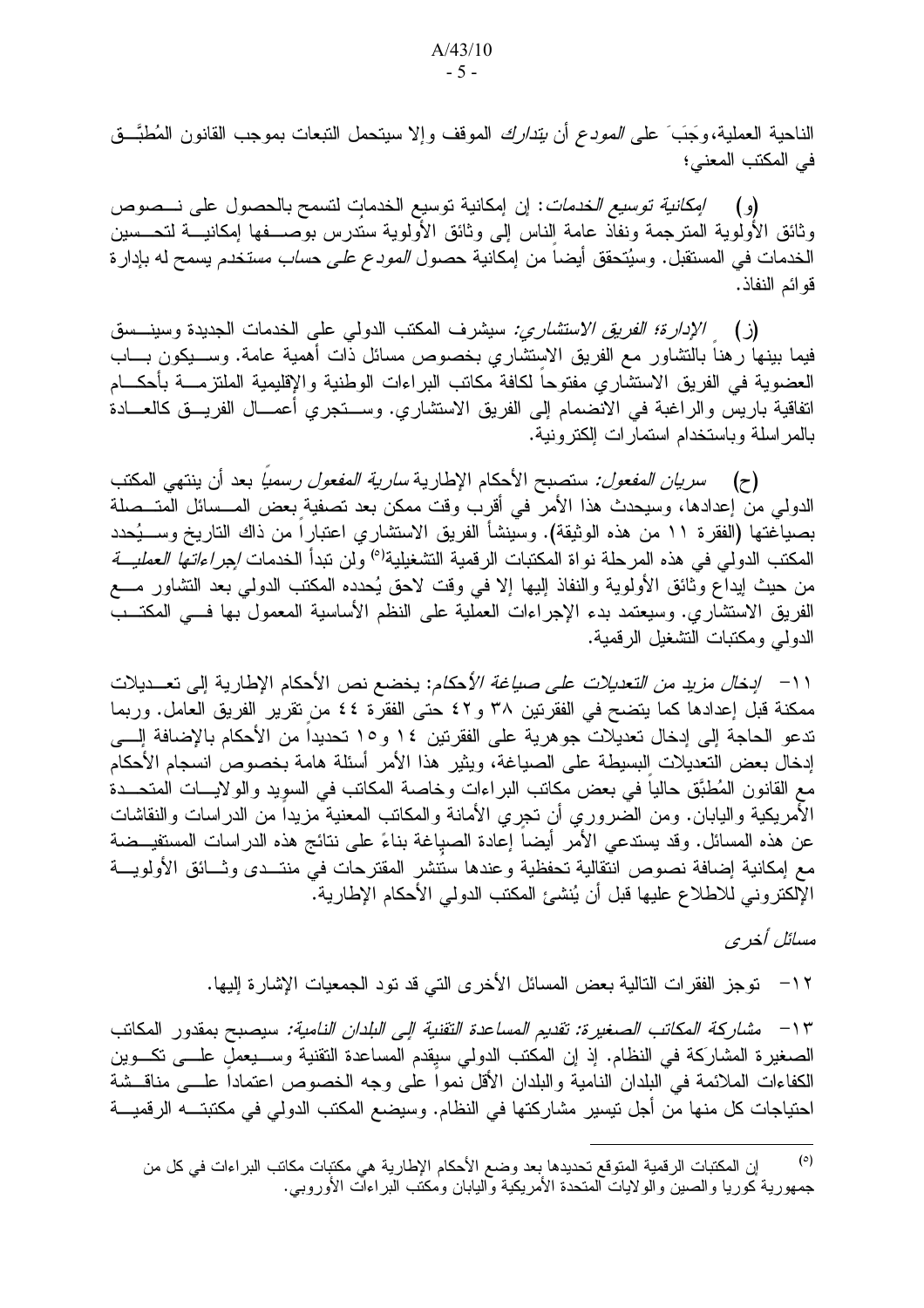الناحية العملية، وجَبَ على *المودع* أن *يتدارك* الموقف وإلا سيتحمل التبعات بموجب القانون المُطبَّق في المكتب المعني؛

(و) *إمكانية توسيع الخدمات*: إن إمكانية توسيع الخدمات لتسمح بالحصول على نصوص وثائق الأولوية المترجمة ونفاذ عامة الناس إلى وثائق الأولوية ستدرس بوصفها إمكانية لتحسين الخدمات في المستقبل. وسيُتحقق أيضاً من إمكانية حصول *المودع على حساب مستخدم* يسمح له بإدارة قوائم النفاذ.

(ز) *الإدارة؛ الفريق الاستشاري*: سيشرف المكتب الدولي على الخدمات الجديدة وسينسق فيما بينها رهناً بالتشاور مع الفريق الاستشاري بخصوص مسائل ذات أهمية عامة. وسيكون باب العضوية في الفريق الاستشاري مفتوحاً لكافة مكاتب البراءات الوطنية والإقليمية الملتزمة بأحكام اتفاقية باريس والراغبة في الانضمام إلى الفريق الاستشاري. وستجري أعمال الفريق كالعادة بالمراسلة وباستخدام استمارات إلكترونية.

(ح) *سريان المفعول*: ستصبح الأحكام الإطارية *سارية المفعول رسمياً* بعد أن ينتهي المكتب الدولي من إعدادها، وسيحدث هذا الأمر في أقرب وقت ممكن بعد تصفية بعض المسائل المتصلة بصياغتها (الفقرة ١١ من هذه الوثيقة). وسينشأ الفريق الاستشاري اعتباراً من ذاك التاريخ وسيُحدد المكتب الدولي في هذه المرحلة نواة المكتبات الرقمية التشغيلية[٥] ولن تبدأ الخدمات *إجراءاتها العملية* من حيث إيداع وثائق الأولوية والنفاذ إليها إلا في وقت لاحق يُحدده المكتب الدولي بعد التشاور مع الفريق الاستشاري. وسيعتمد بدء الإجراءات العملية على النظم الأساسية المعمول بها في المكتب الدولي ومكتبات التشغيل الرقمية.

١١- *إدخال مزيد من التعديلات على صياغة الأحكام*: يخضع نص الأحكام الإطارية إلى تعديلات ممكنة قبل إعدادها كما يتضح في الفقرتين ٣٨ و٤٢ حتى الفقرة ٤٤ من تقرير الفريق العامل. وربما تدعو الحاجة إلى إدخال تعديلات جوهرية على الفقرتين ١٤ و١٥ تحديداً من الأحكام بالإضافة إلى إدخال بعض التعديلات البسيطة على الصياغة، ويثير هذا الأمر أسئلة هامة بخصوص انسجام الأحكام مع القانون المُطبَّق حالياً في بعض مكاتب البراءات وخاصة المكاتب في السويد والولايات المتحدة الأمريكية واليابان. ومن الضروري أن تجري الأمانة والمكاتب المعنية مزيداً من الدراسات والنقاشات عن هذه المسائل. وقد يستدعي الأمر أيضاً إعادة الصياغة بناءً على نتائج هذه الدراسات المستفيضة مع إمكانية إضافة نصوص انتقالية تحفظية وعندها ستنشر المقترحات في منتدى وثائق الأولوية الإلكتروني للاطلاع عليها قبل أن يُنشئ المكتب الدولي الأحكام الإطارية.

*مسائل أخرى*

١٢- توجز الفقرات التالية بعض المسائل الأخرى التي قد تود الجمعيات الإشارة إليها.

١٣- *مشاركة المكاتب الصغيرة: تقديم المساعدة التقنية إلى البلدان النامية*: سيصبح بمقدور المكاتب الصغيرة المشاركة في النظام. إذ إن المكتب الدولي سيقدم المساعدة التقنية وسيعمل على تكوين الكفاءات الملائمة في البلدان النامية والبلدان الأقل نمواً على وجه الخصوص اعتماداً على مناقشة احتياجات كل منها من أجل تيسير مشاركتها في النظام. وسيضع المكتب الدولي في مكتبته الرقمية

---

[٥] إن المكتبات الرقمية المتوقع تحديدها بعد وضع الأحكام الإطارية هي مكتبات مكاتب البراءات في كل من جمهورية كوريا والصين والولايات المتحدة الأمريكية واليابان ومكتب البراءات الأوروبي.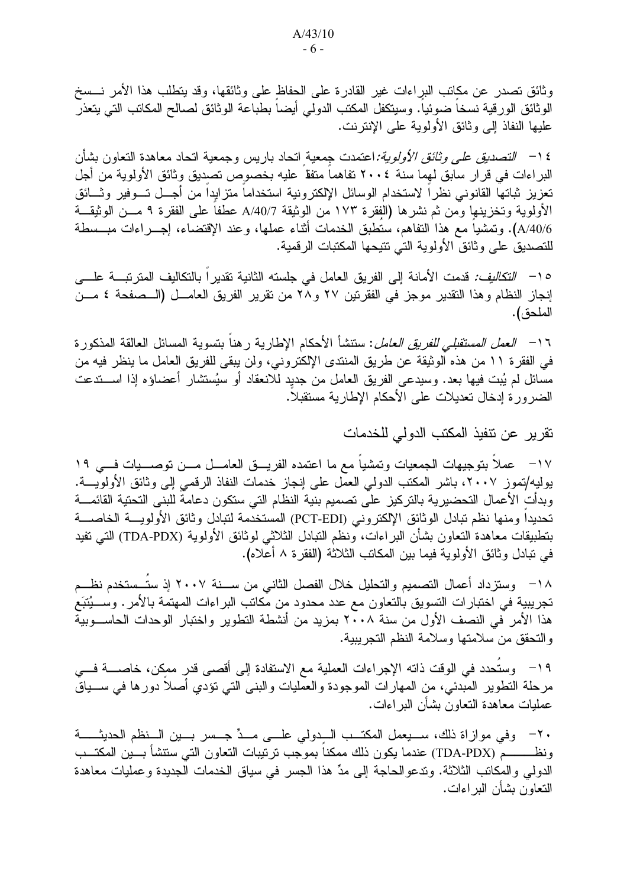وثائق تصدر عن مكاتب البراءات غير القادرة على الحفاظ على وثائقها، وقد يتطلب هذا الأمر نسخ الوثائق الورقية نسخاً ضوئياً. وسيتكفل المكتب الدولي أيضاً بطباعة الوثائق لصالح المكاتب التي يتعذر عليها النفاذ إلى وثائق الأولوية على الإنترنت.

١٤- *التصديق على وثائق الأولوية:* اعتمدت جمعية اتحاد باريس وجمعية اتحاد معاهدة التعاون بشأن البراءات في قرار سابق لهما سنة ٢٠٠٤ تفاهماً متفقاً عليه بخصوص تصديق وثائق الأولوية من أجل تعزيز ثباتها القانوني نظراً لاستخدام الوسائل الإلكترونية استخداماً متزايداً من أجل توفير وثائق الأولوية وتخزينها ومن ثم نشرها (الفقرة ١٧٣ من الوثيقة A/40/7 عطفاً على الفقرة ٩ من الوثيقة A/40/6). وتمشياً مع هذا التفاهم، ستطبق الخدمات أثناء عملها، وعند الإقتضاء، إجراءات مبسطة للتصديق على وثائق الأولوية التي تتيحها المكتبات الرقمية.

١٥- *التكاليف:* قدمت الأمانة إلى الفريق العامل في جلسته الثانية تقديراً بالتكاليف المترتبة على إنجاز النظام وهذا التقدير موجز في الفقرتين ٢٧ و٢٨ من تقرير الفريق العامل (الصفحة ٤ من الملحق).

١٦- *العمل المستقبلي للفريق العامل*: ستنشأ الأحكام الإطارية رهناً بتسوية المسائل العالقة المذكورة في الفقرة ١١ من هذه الوثيقة عن طريق المنتدى الإلكتروني، ولن يبقى للفريق العامل ما ينظر فيه من مسائل لم يُبت فيها بعد. وسيدعى الفريق العامل من جديد للانعقاد أو سيُستشار أعضاؤه إذا استدعت الضرورة إدخال تعديلات على الأحكام الإطارية مستقبلاً.

## تقرير عن تنفيذ المكتب الدولي للخدمات

١٧- عملاً بتوجيهات الجمعيات وتمشياً مع ما اعتمده الفريق العامل من توصيات في ١٩ يوليه/تموز ٢٠٠٧، باشر المكتب الدولي العمل على إنجاز خدمات النفاذ الرقمي إلى وثائق الأولوية. وبدأت الأعمال التحضيرية بالتركيز على تصميم بنية النظام التي ستكون دعامةً للبنى التحتية القائمة تحديداً ومنها نظم تبادل الوثائق الإلكتروني (PCT-EDI) المستخدمة لتبادل وثائق الأولوية الخاصة بتطبيقات معاهدة التعاون بشأن البراءات، ونظم التبادل الثلاثي لوثائق الأولوية (TDA-PDX) التي تفيد في تبادل وثائق الأولوية فيما بين المكاتب الثلاثة (الفقرة ٨ أعلاه).

١٨- وستزداد أعمال التصميم والتحليل خلال الفصل الثاني من سنة ٢٠٠٧ إذ ستُستخدم نظم تجريبية في اختبارات التسويق بالتعاون مع عدد محدود من مكاتب البراءات المهتمة بالأمر. وسيُتبَع هذا الأمر في النصف الأول من سنة ٢٠٠٨ بمزيد من أنشطة التطوير واختبار الوحدات الحاسوبية والتحقق من سلامتها وسلامة النظم التجريبية.

١٩- وستُحدد في الوقت ذاته الإجراءات العملية مع الاستفادة إلى أقصى قدر ممكن، خاصة في مرحلة التطوير المبدئي، من المهارات الموجودة والعمليات والبنى التي تؤدي أصلاً دورها في سياق عمليات معاهدة التعاون بشأن البراءات.

٢٠- وفي موازاة ذلك، سيعمل المكتب الدولي على مدِّ جسر بين النظم الحديثة ونظم (TDA-PDX) عندما يكون ذلك ممكناً بموجب ترتيبات التعاون التي ستنشأ بين المكتب الدولي والمكاتب الثلاثة. وتدعو الحاجة إلى مدِّ هذا الجسر في سياق الخدمات الجديدة وعمليات معاهدة التعاون بشأن البراءات.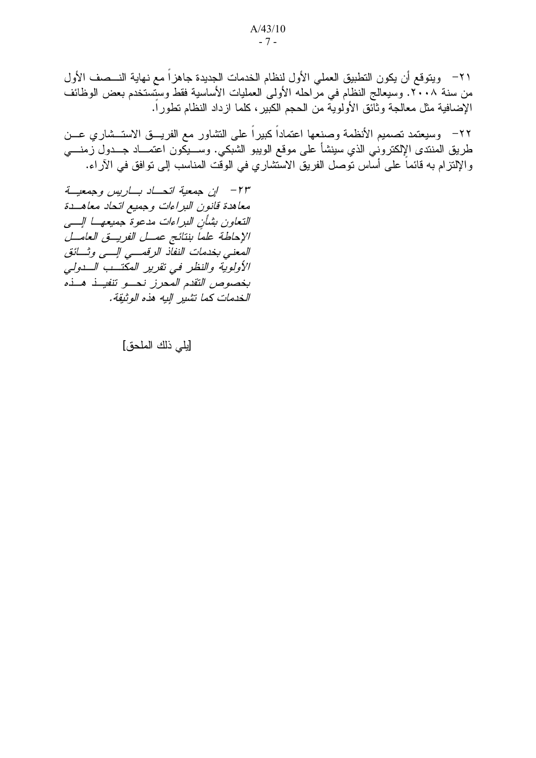٢١- ويتوقع أن يكون التطبيق العملي الأول لنظام الخدمات الجديدة جاهزاً مع نهاية النصف الأول من سنة ٢٠٠٨. وسيعالج النظام في مراحله الأولى العمليات الأساسية فقط وستستخدم بعض الوظائف الإضافية مثل معالجة وثائق الأولوية من الحجم الكبير، كلما ازداد النظام تطوراً.

٢٢- وسيعتمد تصميم الأنظمة وصنعها اعتماداً كبيراً على التشاور مع الفريق الاستشاري عن طريق المنتدى الإلكتروني الذي سينشأ على موقع الويبو الشبكي. وسيكون اعتماد جدول زمني والإلتزام به قائماً على أساس توصل الفريق الاستشاري في الوقت المناسب إلى توافق في الآراء.

*٢٣- إن جمعية اتحاد باريس وجمعية معاهدة قانون البراءات وجميع اتحاد معاهدة التعاون بشأن البراءات مدعوة جميعها إلى الإحاطة علماً بنتائج عمل الفريق العامل المعني بخدمات النفاذ الرقمي إلى وثائق الأولوية والنظر في تقرير المكتب الدولي بخصوص التقدم المحرز نحو تنفيذ هذه الخدمات كما تشير إليه هذه الوثيقة.*

[يلي ذلك الملحق]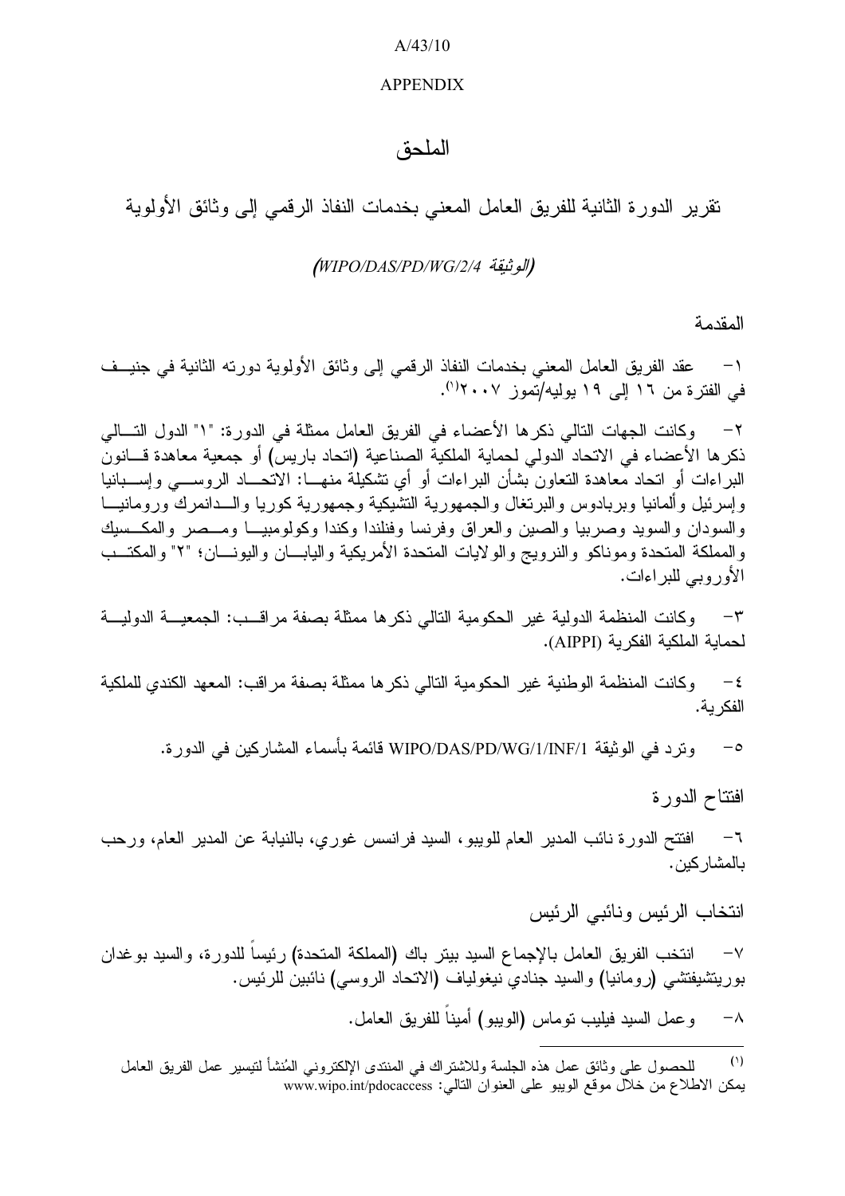APPENDIX

# الملحق

## تقرير الدورة الثانية للفريق العامل المعني بخدمات النفاذ الرقمي إلى وثائق الأولوية

*(الوثيقة WIPO/DAS/PD/WG/2/4)*

### المقدمة

١- عقد الفريق العامل المعني بخدمات النفاذ الرقمي إلى وثائق الأولوية دورته الثانية في جنيف في الفترة من ١٦ إلى ١٩ يوليه/تموز ٢٠٠٧[1].

٢- وكانت الجهات التالي ذكرها الأعضاء في الفريق العامل ممثلة في الدورة: "١" الدول التالي ذكرها الأعضاء في الاتحاد الدولي لحماية الملكية الصناعية (اتحاد باريس) أو جمعية معاهدة قانون البراءات أو اتحاد معاهدة التعاون بشأن البراءات أو أي تشكيلة منها: الاتحاد الروسي وإسبانيا وإسرائيل وألمانيا وبربادوس والبرتغال والجمهورية التشيكية وجمهورية كوريا والدانمرك ورومانيا والسودان والسويد وصربيا والصين والعراق وفرنسا وفنلندا وكندا وكولومبيا ومصر والمكسيك والمملكة المتحدة وموناكو والنرويج والولايات المتحدة الأمريكية واليابان واليونان؛ "٢" والمكتب الأوروبي للبراءات.

٣- وكانت المنظمة الدولية غير الحكومية التالي ذكرها ممثلة بصفة مراقب: الجمعية الدولية لحماية الملكية الفكرية (AIPPI).

٤- وكانت المنظمة الوطنية غير الحكومية التالي ذكرها ممثلة بصفة مراقب: المعهد الكندي للملكية الفكرية.

٥- وترد في الوثيقة WIPO/DAS/PD/WG/1/INF/1 قائمة بأسماء المشاركين في الدورة.

### افتتاح الدورة

٦- افتتح الدورة نائب المدير العام للويبو، السيد فرانسس غوري، بالنيابة عن المدير العام، ورحب بالمشاركين.

### انتخاب الرئيس ونائبي الرئيس

٧- انتخب الفريق العامل بالإجماع السيد بيتر باك (المملكة المتحدة) رئيساً للدورة، والسيد بوغدان بوريتشيفتشي (رومانيا) والسيد جنادي نيغولياف (الاتحاد الروسي) نائبين للرئيس.

٨- وعمل السيد فيليب توماس (الويبو) أميناً للفريق العامل.

---

[1] للحصول على وثائق عمل هذه الجلسة وللاشتراك في المنتدى الإلكتروني المُنشأ لتيسير عمل الفريق العامل يمكن الاطلاع من خلال موقع الويبو على العنوان التالي: www.wipo.int/pdocaccess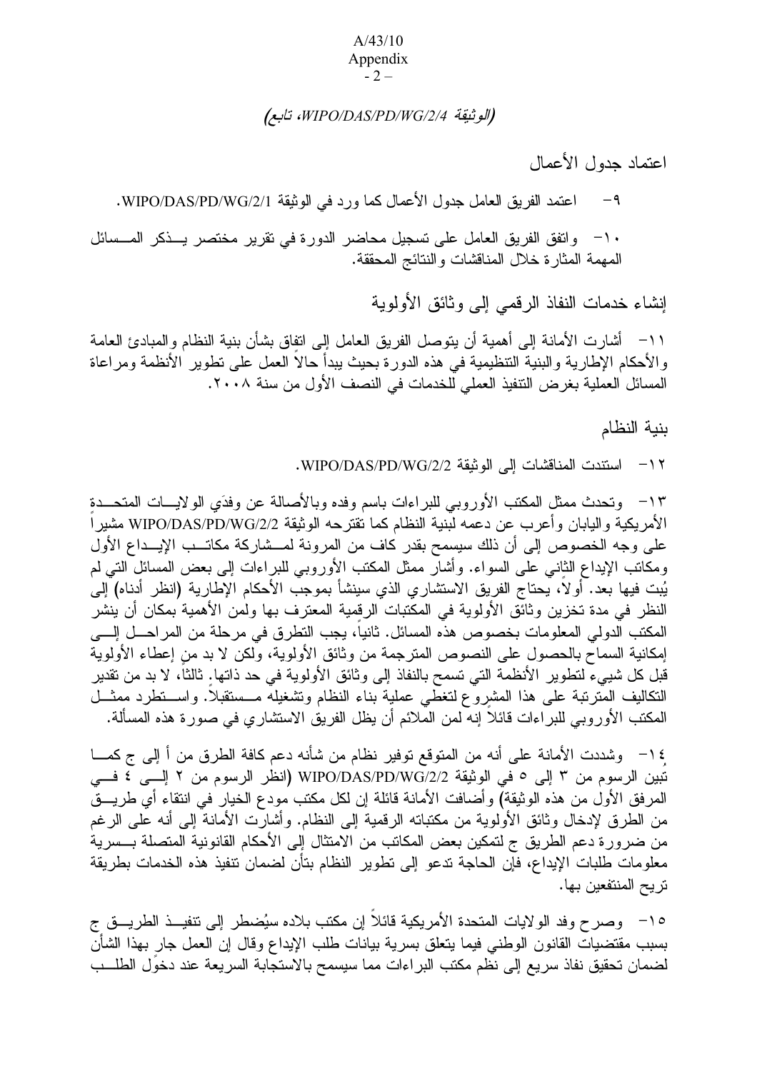*(الوثيقة WIPO/DAS/PD/WG/2/4، تابع)*

## اعتماد جدول الأعمال

٩- اعتمد الفريق العامل جدول الأعمال كما ورد في الوثيقة WIPO/DAS/PD/WG/2/1.

١٠- واتفق الفريق العامل على تسجيل محاضر الدورة في تقرير مختصر يذكر المسائل المهمة المثارة خلال المناقشات والنتائج المحققة.

## إنشاء خدمات النفاذ الرقمي إلى وثائق الأولوية

١١- أشارت الأمانة إلى أهمية أن يتوصل الفريق العامل إلى اتفاق بشأن بنية النظام والمبادئ العامة والأحكام الإطارية والبنية التنظيمية في هذه الدورة بحيث يبدأ حالاً العمل على تطوير الأنظمة ومراعاة المسائل العملية بغرض التنفيذ العملي للخدمات في النصف الأول من سنة ٢٠٠٨.

### بنية النظام

١٢- استندت المناقشات إلى الوثيقة WIPO/DAS/PD/WG/2/2.

١٣- وتحدث ممثل المكتب الأوروبي للبراءات باسم وفده وبالأصالة عن وفدَي الولايات المتحدة الأمريكية واليابان وأعرب عن دعمه لبنية النظام كما تقترحه الوثيقة WIPO/DAS/PD/WG/2/2 مشيراً على وجه الخصوص إلى أن ذلك سيسمح بقدر كاف من المرونة لمشاركة مكاتب الإيداع الأول ومكاتب الإيداع الثاني على السواء. وأشار ممثل المكتب الأوروبي للبراءات إلى بعض المسائل التي لم يُبت فيها بعد. أولاً، يحتاج الفريق الاستشاري الذي سينشأ بموجب الأحكام الإطارية (انظر أدناه) إلى النظر في مدة تخزين وثائق الأولوية في المكتبات الرقمية المعترف بها ولمن الأهمية بمكان أن ينشر المكتب الدولي المعلومات بخصوص هذه المسائل. ثانياً، يجب التطرق في مرحلة من المراحل إلى إمكانية السماح بالحصول على النصوص المترجمة من وثائق الأولوية، ولكن لا بد من إعطاء الأولوية قبل كل شيء لتطوير الأنظمة التي تسمح بالنفاذ إلى وثائق الأولوية في حد ذاتها. ثالثاً، لا بد من تقدير التكاليف المترتبة على هذا المشروع لتغطي عملية بناء النظام وتشغيله مستقبلاً. واستطرد ممثل المكتب الأوروبي للبراءات قائلاً إنه لمن الملائم أن يظل الفريق الاستشاري في صورة هذه المسألة.

١٤- وشددت الأمانة على أنه من المتوقع توفير نظام من شأنه دعم كافة الطرق من أ إلى ج كما تبين الرسوم من ٣ إلى ٥ في الوثيقة WIPO/DAS/PD/WG/2/2 (انظر الرسوم من ٢ إلى ٤ في المرفق الأول من هذه الوثيقة) وأضافت الأمانة قائلة إن لكل مكتب مودع الخيار في انتقاء أي طريق من الطرق لإدخال وثائق الأولوية من مكتباته الرقمية إلى النظام. وأشارت الأمانة إلى أنه على الرغم من ضرورة دعم الطريق ج لتمكين بعض المكاتب من الامتثال إلى الأحكام القانونية المتصلة بسرية معلومات طلبات الإيداع، فإن الحاجة تدعو إلى تطوير النظام بتأن لضمان تنفيذ هذه الخدمات بطريقة تريح المنتفعين بها.

١٥- وصرح وفد الولايات المتحدة الأمريكية قائلاً إن مكتب بلاده سيُضطر إلى تنفيذ الطريق ج بسبب مقتضيات القانون الوطني فيما يتعلق بسرية بيانات طلب الإيداع وقال إن العمل جار بهذا الشأن لضمان تحقيق نفاذ سريع إلى نظم مكتب البراءات مما سيسمح بالاستجابة السريعة عند دخول الطلب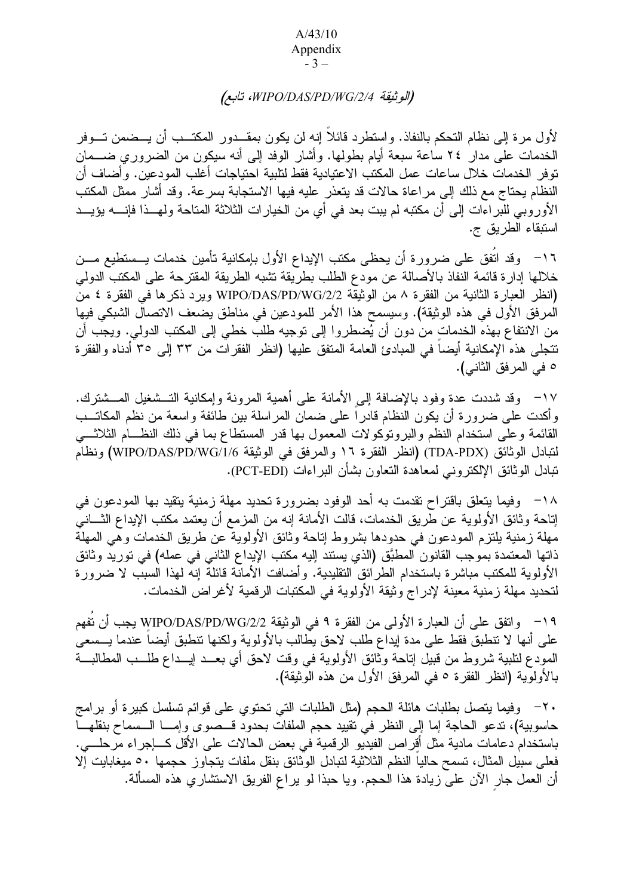*(الوثيقة WIPO/DAS/PD/WG/2/4، تابع)*

لأول مرة إلى نظام التحكم بالنفاذ. واستطرد قائلاً إنه لن يكون بمقدور المكتب أن يضمن توفر الخدمات على مدار ٢٤ ساعة سبعة أيام بطولها. وأشار الوفد إلى أنه سيكون من الضروري ضمان توفر الخدمات خلال ساعات عمل المكتب الاعتيادية فقط لتلبية احتياجات أغلب المودعين. وأضاف أن النظام يحتاج مع ذلك إلى مراعاة حالات قد يتعذر عليه فيها الاستجابة بسرعة. وقد أشار ممثل المكتب الأوروبي للبراءات إلى أن مكتبه لم يبت بعد في أي من الخيارات الثلاثة المتاحة ولهذا فإنه يؤيد استبقاء الطريق ج.

١٦- وقد اتُفق على ضرورة أن يحظى مكتب الإيداع الأول بإمكانية تأمين خدمات يستطيع من خلالها إدارة قائمة النفاذ بالأصالة عن مودع الطلب بطريقة تشبه الطريقة المقترحة على المكتب الدولي (انظر العبارة الثانية من الفقرة ٨ من الوثيقة WIPO/DAS/PD/WG/2/2 ويرد ذكرها في الفقرة ٤ من المرفق الأول في هذه الوثيقة). وسيسمح هذا الأمر للمودعين في مناطق يضعف الاتصال الشبكي فيها من الانتفاع بهذه الخدمات من دون أن يُضطروا إلى توجيه طلب خطي إلى المكتب الدولي. ويجب أن تتجلى هذه الإمكانية أيضاً في المبادئ العامة المتفق عليها (انظر الفقرات من ٣٣ إلى ٣٥ أدناه والفقرة ٥ في المرفق الثاني).

١٧- وقد شددت عدة وفود بالإضافة إلى الأمانة على أهمية المرونة وإمكانية التشغيل المشترك. وأكدت على ضرورة أن يكون النظام قادراً على ضمان المراسلة بين طائفة واسعة من نظم المكاتب القائمة وعلى استخدام النظم والبروتوكولات المعمول بها قدر المستطاع بما في ذلك النظام الثلاثي لتبادل الوثائق (TDA-PDX) (انظر الفقرة ١٦ والمرفق في الوثيقة WIPO/DAS/PD/WG/1/6) ونظام تبادل الوثائق الإلكتروني لمعاهدة التعاون بشأن البراءات (PCT-EDI).

١٨- وفيما يتعلق باقتراح تقدمت به أحد الوفود بضرورة تحديد مهلة زمنية يتقيد بها المودعون في إتاحة وثائق الأولوية عن طريق الخدمات، قالت الأمانة إنه من المزمع أن يعتمد مكتب الإيداع الثاني مهلة زمنية يلتزم المودعون في حدودها بشروط إتاحة وثائق الأولوية عن طريق الخدمات وهي المهلة ذاتها المعتمدة بموجب القانون المطبَّق (الذي يستند إليه مكتب الإيداع الثاني في عمله) في توريد وثائق الأولوية للمكتب مباشرة باستخدام الطرائق التقليدية. وأضافت الأمانة قائلة إنه لهذا السبب لا ضرورة لتحديد مهلة زمنية معينة لإدراج وثيقة الأولوية في المكتبات الرقمية لأغراض الخدمات.

١٩- واتفق على أن العبارة الأولى من الفقرة ٩ في الوثيقة WIPO/DAS/PD/WG/2/2 يجب أن تُفهم على أنها لا تنطبق فقط على مدة إيداع طلب لاحق يطالب بالأولوية ولكنها تنطبق أيضاً عندما يسعى المودع لتلبية شروط من قبيل إتاحة وثائق الأولوية في وقت لاحق أي بعد إيداع طلب المطالبة بالأولوية (انظر الفقرة ٥ في المرفق الأول من هذه الوثيقة).

٢٠- وفيما يتصل بطلبات هائلة الحجم (مثل الطلبات التي تحتوي على قوائم تسلسل كبيرة أو برامج حاسوبية)، تدعو الحاجة إما إلى النظر في تقييد حجم الملفات بحدود قصوى وإما السماح بنقلها باستخدام دعامات مادية مثل أقراص الفيديو الرقمية في بعض الحالات على الأقل كإجراء مرحلي. فعلى سبيل المثال، تسمح حالياً النظم الثلاثية لتبادل الوثائق بنقل ملفات يتجاوز حجمها ٥٠ ميغابايت إلا أن العمل جارٍ الآن على زيادة هذا الحجم. ويا حبذا لو يراعِ الفريق الاستشاري هذه المسألة.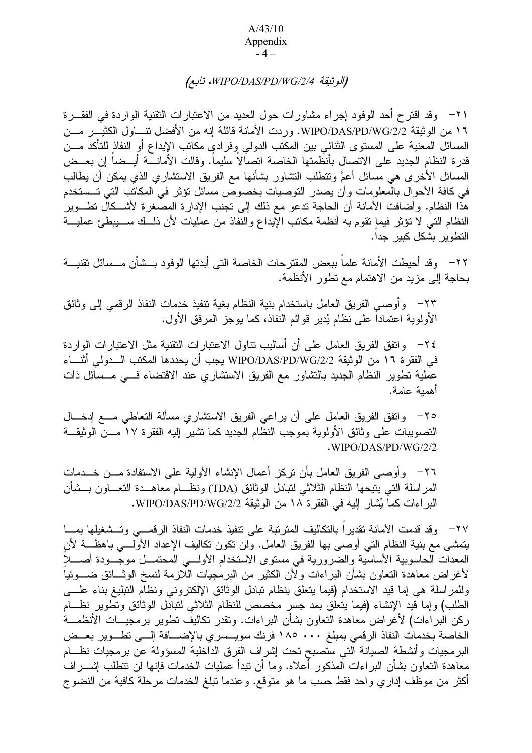*(الوثيقة WIPO/DAS/PD/WG/2/4، تابع)*

٢١- وقد اقترح أحد الوفود إجراء مشاورات حول العديد من الاعتبارات التقنية الواردة في الفقرة ١٦ من الوثيقة WIPO/DAS/PD/WG/2/2. وردت الأمانة قائلة إنه من الأفضل تناول الكثير من المسائل المعنية على المستوى الثنائي بين المكتب الدولي وفرادى مكاتب الإيداع أو النفاذ للتأكد من قدرة النظام الجديد على الاتصال بأنظمتها الخاصة اتصالاً سليماً. وقالت الأمانة أيضاً إن بعض المسائل الأخرى هي مسائل أعمّ وتتطلب التشاور بشأنها مع الفريق الاستشاري الذي يمكن أن يطالب في كافة الأحوال بالمعلومات وأن يصدر التوصيات بخصوص مسائل تؤثر في المكاتب التي تستخدم هذا النظام. وأضافت الأمانة أن الحاجة تدعو مع ذلك إلى تجنب الإدارة المصغرة لأشكال تطوير النظام التي لا تؤثر فيما تقوم به أنظمة مكاتب الإيداع والنفاذ من عمليات لأن ذلك سيبطئ عملية التطوير بشكل كبير جداً.

٢٢- وقد أحيطت الأمانة علماً ببعض المقترحات الخاصة التي أبدتها الوفود بشأن مسائل تقنية بحاجة إلى مزيد من الاهتمام مع تطور الأنظمة.

٢٣- وأوصى الفريق العامل باستخدام بنية النظام بغية تنفيذ خدمات النفاذ الرقمي إلى وثائق الأولوية اعتماداً على نظام يُدير قوائم النفاذ، كما يوجز المرفق الأول.

٢٤- واتفق الفريق العامل على أن أساليب تناول الاعتبارات التقنية مثل الاعتبارات الواردة في الفقرة ١٦ من الوثيقة WIPO/DAS/PD/WG/2/2 يجب أن يحددها المكتب الدولي أثناء عملية تطوير النظام الجديد بالتشاور مع الفريق الاستشاري عند الاقتضاء في مسائل ذات أهمية عامة.

٢٥- واتفق الفريق العامل على أن يراعي الفريق الاستشاري مسألة التعاطي مع إدخال التصويبات على وثائق الأولوية بموجب النظام الجديد كما تشير إليه الفقرة ١٧ من الوثيقة WIPO/DAS/PD/WG/2/2.

٢٦- وأوصى الفريق العامل بأن تركز أعمال الإنشاء الأولية على الاستفادة من خدمات المراسلة التي يتيحها النظام الثلاثي لتبادل الوثائق (TDA) ونظام معاهدة التعاون بشأن البراءات كما يُشار إليه في الفقرة ١٨ من الوثيقة WIPO/DAS/PD/WG/2/2.

٢٧- وقد قدمت الأمانة تقديراً بالتكاليف المترتبة على تنفيذ خدمات النفاذ الرقمي وتشغيلها بما يتمشى مع بنية النظام التي أوصى بها الفريق العامل. ولن تكون تكاليف الإعداد الأولي باهظة لأن المعدات الحاسوبية الأساسية والضرورية في مستوى الاستخدام الأولي المحتمل موجودة أصلاً لأغراض معاهدة التعاون بشأن البراءات ولأن الكثير من البرمجيات اللازمة لنسخ الوثائق ضوئياً وللمراسلة هي إما قيد الاستخدام (فيما يتعلق بنظام تبادل الوثائق الإلكتروني ونظام التبليغ بناء على الطلب) وإما قيد الإنشاء (فيما يتعلق بمد جسر مخصص للنظام الثلاثي لتبادل الوثائق وتطوير نظام ركن البراءات) لأغراض معاهدة التعاون بشأن البراءات. وتقدر تكاليف تطوير برمجيات الأنظمة الخاصة بخدمات النفاذ الرقمي بمبلغ ١٨٥ ٠٠٠ فرنك سويسري بالإضافة إلى تطوير بعض البرمجيات وأنشطة الصيانة التي ستصبح تحت إشراف الفرق الداخلية المسؤولة عن برمجيات نظام معاهدة التعاون بشأن البراءات المذكور أعلاه. وما أن تبدأ عمليات الخدمات فإنها لن تتطلب إشراف أكثر من موظف إداري واحد فقط حسب ما هو متوقع. وعندما تبلغ الخدمات مرحلة كافية من النضوج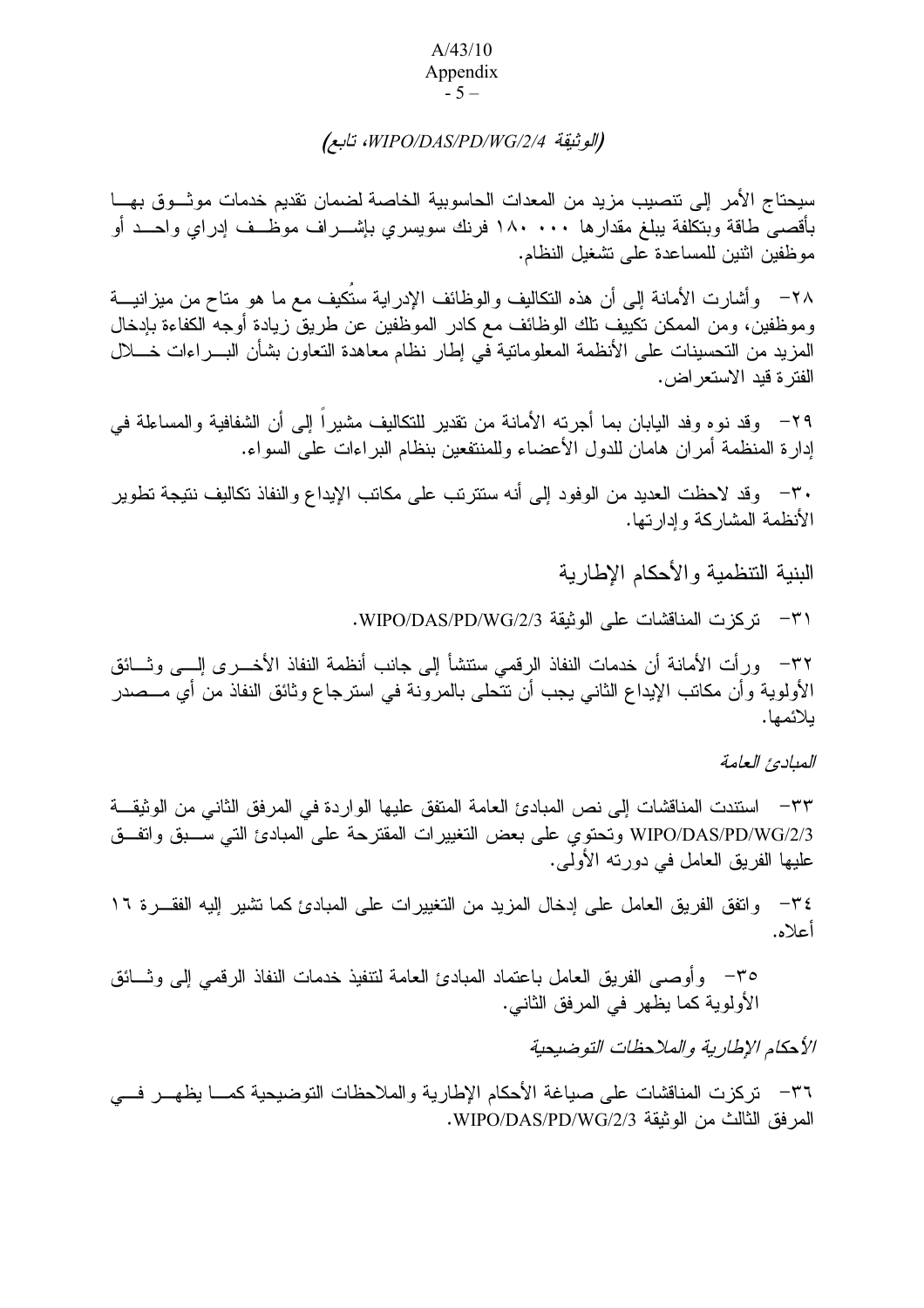*(الوثيقة WIPO/DAS/PD/WG/2/4، تابع)*

سيحتاج الأمر إلى تنصيب مزيد من المعدات الحاسوبية الخاصة لضمان تقديم خدمات موثوق بها بأقصى طاقة وبتكلفة يبلغ مقدارها ١٨٠ ٠٠٠ فرنك سويسري بإشراف موظف إداري واحد أو موظفين اثنين للمساعدة على تشغيل النظام.

٢٨- وأشارت الأمانة إلى أن هذه التكاليف والوظائف الإدارية ستُكيف مع ما هو متاح من ميزانية وموظفين، ومن الممكن تكييف تلك الوظائف مع كادر الموظفين عن طريق زيادة أوجه الكفاءة بإدخال المزيد من التحسينات على الأنظمة المعلوماتية في إطار نظام معاهدة التعاون بشأن البراءات خلال الفترة قيد الاستعراض.

٢٩- وقد نوه وفد اليابان بما أجرته الأمانة من تقدير للتكاليف مشيراً إلى أن الشفافية والمساءلة في إدارة المنظمة أمران هامان للدول الأعضاء وللمنتفعين بنظام البراءات على السواء.

٣٠- وقد لاحظت العديد من الوفود إلى أنه ستترتب على مكاتب الإيداع والنفاذ تكاليف نتيجة تطوير الأنظمة المشاركة وإدارتها.

## البنية التنظيمية والأحكام الإطارية

٣١- تركزت المناقشات على الوثيقة WIPO/DAS/PD/WG/2/3.

٣٢- ورأت الأمانة أن خدمات النفاذ الرقمي ستنشأ إلى جانب أنظمة النفاذ الأخرى إلى وثائق الأولوية وأن مكاتب الإيداع الثاني يجب أن تتحلى بالمرونة في استرجاع وثائق النفاذ من أي مصدر يلائمها.

*المبادئ العامة*

٣٣- استندت المناقشات إلى نص المبادئ العامة المتفق عليها الواردة في المرفق الثاني من الوثيقة WIPO/DAS/PD/WG/2/3 وتحتوي على بعض التغييرات المقترحة على المبادئ التي سبق واتفق عليها الفريق العامل في دورته الأولى.

٣٤- واتفق الفريق العامل على إدخال المزيد من التغييرات على المبادئ كما تشير إليه الفقرة ١٦ أعلاه.

٣٥- وأوصى الفريق العامل باعتماد المبادئ العامة لتنفيذ خدمات النفاذ الرقمي إلى وثائق الأولوية كما يظهر في المرفق الثاني.

*الأحكام الإطارية والملاحظات التوضيحية*

٣٦- تركزت المناقشات على صياغة الأحكام الإطارية والملاحظات التوضيحية كما يظهر في المرفق الثالث من الوثيقة WIPO/DAS/PD/WG/2/3.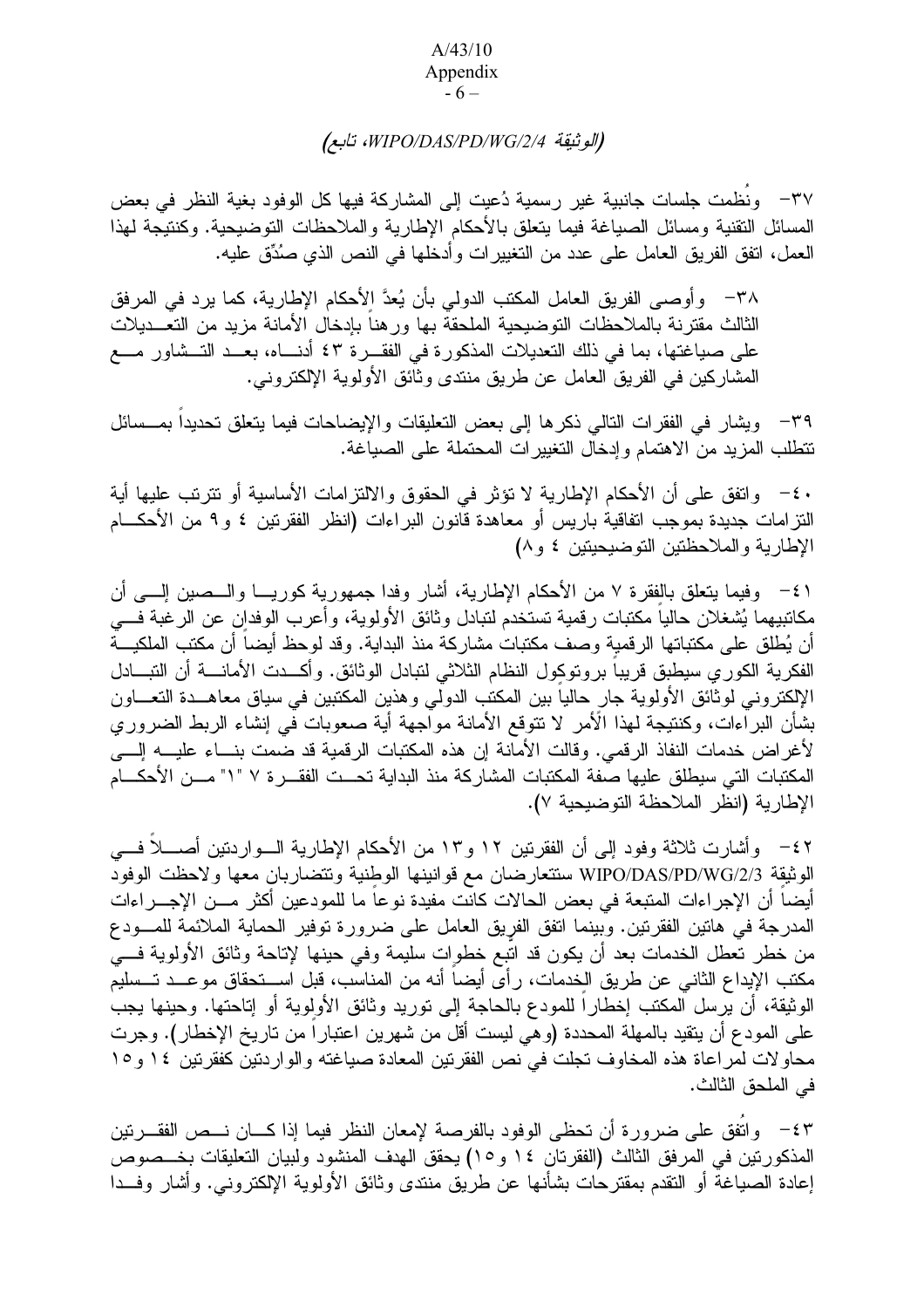*(الوثيقة WIPO/DAS/PD/WG/2/4، تابع)*

٣٧- ونُظمت جلسات جانبية غير رسمية دُعيت إلى المشاركة فيها كل الوفود بغية النظر في بعض المسائل التقنية ومسائل الصياغة فيما يتعلق بالأحكام الإطارية والملاحظات التوضيحية. وكنتيجة لهذا العمل، اتفق الفريق العامل على عدد من التغييرات وأدخلها في النص الذي صُدّق عليه.

٣٨- وأوصى الفريق العامل المكتب الدولي بأن يُعدَّ الأحكام الإطارية، كما يرد في المرفق الثالث مقترنة بالملاحظات التوضيحية الملحقة بها ورهناً بإدخال الأمانة مزيد من التعديلات على صياغتها، بما في ذلك التعديلات المذكورة في الفقرة ٤٣ أدناه، بعد التشاور مع المشاركين في الفريق العامل عن طريق منتدى وثائق الأولوية الإلكتروني.

٣٩- ويشار في الفقرات التالي ذكرها إلى بعض التعليقات والإيضاحات فيما يتعلق تحديداً بمسائل تتطلب المزيد من الاهتمام وإدخال التغييرات المحتملة على الصياغة.

٤٠- واتفق على أن الأحكام الإطارية لا تؤثر في الحقوق والالتزامات الأساسية أو تترتب عليها أية التزامات جديدة بموجب اتفاقية باريس أو معاهدة قانون البراءات (انظر الفقرتين ٤ و٩ من الأحكام الإطارية والملاحظتين التوضيحيتين ٤ و٨)

٤١- وفيما يتعلق بالفقرة ٧ من الأحكام الإطارية، أشار وفدا جمهورية كوريا والصين إلى أن مكاتبيهما يُشغلان حالياً مكتبات رقمية تستخدم لتبادل وثائق الأولوية، وأعرب الوفدان عن الرغبة في أن يُطلق على مكتباتها الرقمية وصف مكتبات مشاركة منذ البداية. وقد لوحظ أيضاً أن مكتب الملكية الفكرية الكوري سيطبق قريباً بروتوكول النظام الثلاثي لتبادل الوثائق. وأكدت الأمانة أن التبادل الإلكتروني لوثائق الأولوية جار حالياً بين المكتب الدولي وهذين المكتبين في سياق معاهدة التعاون بشأن البراءات، وكنتيجة لهذا الأمر لا تتوقع الأمانة مواجهة أية صعوبات في إنشاء الربط الضروري لأغراض خدمات النفاذ الرقمي. وقالت الأمانة إن هذه المكتبات الرقمية قد ضمت بناء عليه إلى المكتبات التي سيطلق عليها صفة المكتبات المشاركة منذ البداية تحت الفقرة ٧ "١" من الأحكام الإطارية (انظر الملاحظة التوضيحية ٧).

٤٢- وأشارت ثلاثة وفود إلى أن الفقرتين ١٢ و١٣ من الأحكام الإطارية الواردتين أصلاً في الوثيقة WIPO/DAS/PD/WG/2/3 ستتعارضان مع قوانينها الوطنية وتتضاربان معها ولاحظت الوفود أيضاً أن الإجراءات المتبعة في بعض الحالات كانت مفيدة نوعاً ما للمودعين أكثر من الإجراءات المدرجة في هاتين الفقرتين. وبينما اتفق الفريق العامل على ضرورة توفير الحماية الملائمة للمودع من خطر تعطل الخدمات بعد أن يكون قد اتّبع خطوات سليمة وفي حينها لإتاحة وثائق الأولوية في مكتب الإيداع الثاني عن طريق الخدمات، رأى أيضاً أنه من المناسب، قبل استحقاق موعد تسليم الوثيقة، أن يرسل المكتب إخطاراً للمودع بالحاجة إلى توريد وثائق الأولوية أو إتاحتها. وحينها يجب على المودع أن يتقيد بالمهلة المحددة (وهي ليست أقل من شهرين اعتباراً من تاريخ الإخطار). وجرت محاولات لمراعاة هذه المخاوف تجلت في نص الفقرتين المعادة صياغته والواردتين كفقرتين ١٤ و١٥ في الملحق الثالث.

٤٣- واتُفق على ضرورة أن تحظى الوفود بالفرصة لإمعان النظر فيما إذا كان نص الفقرتين المذكورتين في المرفق الثالث (الفقرتان ١٤ و١٥) يحقق الهدف المنشود ولبيان التعليقات بخصوص إعادة الصياغة أو التقدم بمقترحات بشأنها عن طريق منتدى وثائق الأولوية الإلكتروني. وأشار وفدا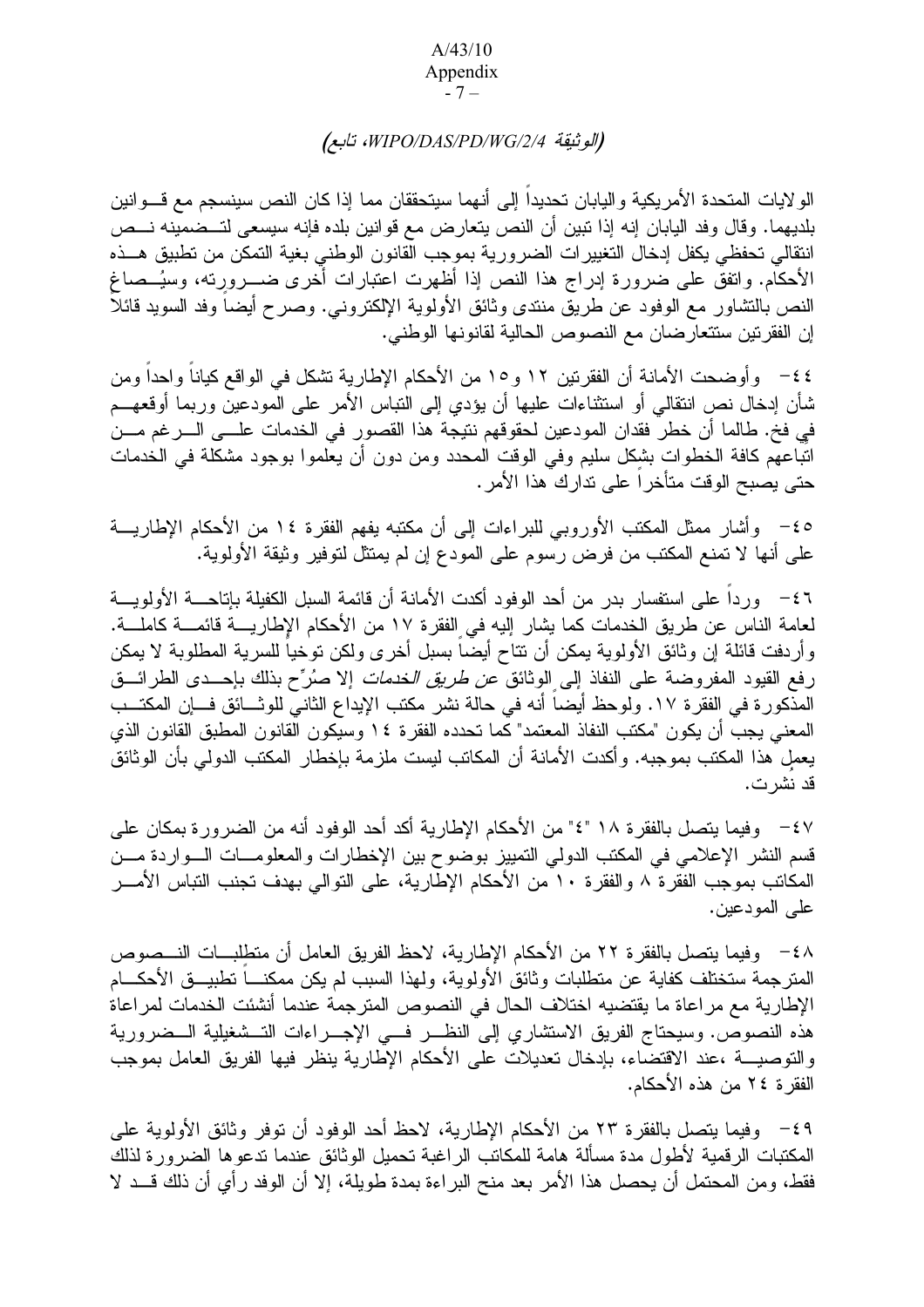*(الوثيقة WIPO/DAS/PD/WG/2/4، تابع)*

الولايات المتحدة الأمريكية واليابان تحديداً إلى أنهما سيتحققان مما إذا كان النص سينسجم مع قوانين بلديهما. وقال وفد اليابان إنه إذا تبين أن النص يتعارض مع قوانين بلده فإنه سيسعى لتضمينه نص انتقالي تحفظي يكفل إدخال التغييرات الضرورية بموجب القانون الوطني بغية التمكن من تطبيق هذه الأحكام. واتفق على ضرورة إدراج هذا النص إذا أظهرت اعتبارات أخرى ضرورته، وسيُصاغ النص بالتشاور مع الوفود عن طريق منتدى وثائق الأولوية الإلكتروني. وصرح أيضاً وفد السويد قائلاً إن الفقرتين ستتعارضان مع النصوص الحالية لقانونها الوطني.

٤٤- وأوضحت الأمانة أن الفقرتين ١٢ و١٥ من الأحكام الإطارية تشكل في الواقع كياناً واحداً ومن شأن إدخال نص انتقالي أو استثناءات عليها أن يؤدي إلى التباس الأمر على المودعين وربما أوقعهم في فخ. طالما أن خطر فقدان المودعين لحقوقهم نتيجة هذا القصور في الخدمات على الرغم من اتباعهم كافة الخطوات بشكل سليم وفي الوقت المحدد ومن دون أن يعلموا بوجود مشكلة في الخدمات حتى يصبح الوقت متأخراً على تدارك هذا الأمر.

٤٥- وأشار ممثل المكتب الأوروبي للبراءات إلى أن مكتبه يفهم الفقرة ١٤ من الأحكام الإطارية على أنها لا تمنع المكتب من فرض رسوم على المودع إن لم يمتثل لتوفير وثيقة الأولوية.

٤٦- ورداً على استفسار بدر من أحد الوفود أكدت الأمانة أن قائمة السبل الكفيلة بإتاحة الأولوية لعامة الناس عن طريق الخدمات كما يشار إليه في الفقرة ١٧ من الأحكام الإطارية قائمة كاملة. وأردفت قائلة إن وثائق الأولوية يمكن أن تتاح أيضاً بسبل أخرى ولكن توخياً للسرية المطلوبة لا يمكن رفع القيود المفروضة على النفاذ إلى الوثائق *عن طريق الخدمات* إلا صُرِّح بذلك بإحدى الطرائق المذكورة في الفقرة ١٧. ولوحظ أيضاً أنه في حالة نشر مكتب الإيداع الثاني للوثائق فإن المكتب المعني يجب أن يكون "مكتب النفاذ المعتمد" كما تحدده الفقرة ١٤ وسيكون القانون المطبق القانون الذي يعمل هذا المكتب بموجبه. وأكدت الأمانة أن المكاتب ليست ملزمة بإخطار المكتب الدولي بأن الوثائق قد نشرت.

٤٧- وفيما يتصل بالفقرة ١٨ "٤" من الأحكام الإطارية أكد أحد الوفود أنه من الضرورة بمكان على قسم النشر الإعلامي في المكتب الدولي التمييز بوضوح بين الإخطارات والمعلومات الواردة من المكاتب بموجب الفقرة ٨ والفقرة ١٠ من الأحكام الإطارية، على التوالي بهدف تجنب التباس الأمر على المودعين.

٤٨- وفيما يتصل بالفقرة ٢٢ من الأحكام الإطارية، لاحظ الفريق العامل أن متطلبات النصوص المترجمة ستختلف كفاية عن متطلبات وثائق الأولوية، ولهذا السبب لم يكن ممكناً تطبيق الأحكام الإطارية مع مراعاة ما يقتضيه اختلاف الحال في النصوص المترجمة عندما أنشئت الخدمات لمراعاة هذه النصوص. وسيحتاج الفريق الاستشاري إلى النظر في الإجراءات التشغيلية الضرورية والتوصية ،عند الاقتضاء، بإدخال تعديلات على الأحكام الإطارية ينظر فيها الفريق العامل بموجب الفقرة ٢٤ من هذه الأحكام.

٤٩- وفيما يتصل بالفقرة ٢٣ من الأحكام الإطارية، لاحظ أحد الوفود أن توفر وثائق الأولوية على المكتبات الرقمية لأطول مدة مسألة هامة للمكاتب الراغبة تحميل الوثائق عندما تدعوها الضرورة لذلك فقط، ومن المحتمل أن يحصل هذا الأمر بعد منح البراءة بمدة طويلة، إلا أن الوفد رأي أن ذلك قد لا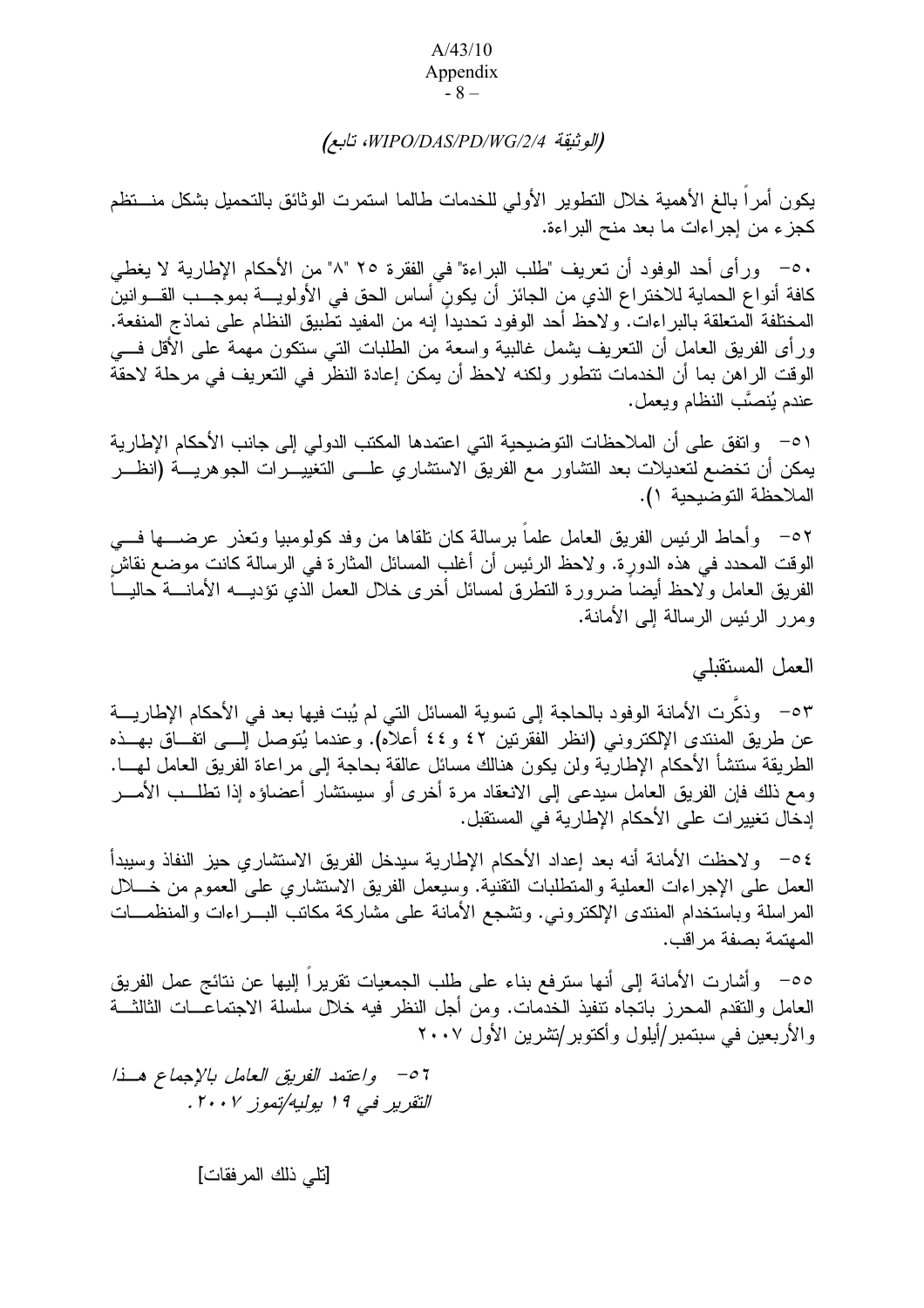(*الوثيقة WIPO/DAS/PD/WG/2/4، تابع*)

يكون أمراً بالغ الأهمية خلال التطوير الأولي للخدمات طالما استمرت الوثائق بالتحميل بشكل منتظم كجزء من إجراءات ما بعد منح البراءة.

٥٠- ورأى أحد الوفود أن تعريف "طلب البراءة" في الفقرة ٢٥ "٨" من الأحكام الإطارية لا يغطي كافة أنواع الحماية للاختراع الذي من الجائز أن يكون أساس الحق في الأولوية بموجب القوانين المختلفة المتعلقة بالبراءات. ولاحظ أحد الوفود تحديداً إنه من المفيد تطبيق النظام على نماذج المنفعة. ورأى الفريق العامل أن التعريف يشمل غالبية واسعة من الطلبات التي ستكون مهمة على الأقل في الوقت الراهن بما أن الخدمات تتطور ولكنه لاحظ أن يمكن إعادة النظر في التعريف في مرحلة لاحقة عندم يُنصَّب النظام ويعمل.

٥١- واتفق على أن الملاحظات التوضيحية التي اعتمدها المكتب الدولي إلى جانب الأحكام الإطارية يمكن أن تخضع لتعديلات بعد التشاور مع الفريق الاستشاري على التغييرات الجوهرية (انظر الملاحظة التوضيحية ١).

٥٢- وأحاط الرئيس الفريق العامل علماً برسالة كان تلقاها من وفد كولومبيا وتعذر عرضها في الوقت المحدد في هذه الدورة. ولاحظ الرئيس أن أغلب المسائل المثارة في الرسالة كانت موضع نقاش الفريق العامل ولاحظ أيضاً ضرورة التطرق لمسائل أخرى خلال العمل الذي تؤديه الأمانة حالياً ومرر الرئيس الرسالة إلى الأمانة.

## العمل المستقبلي

٥٣- وذكَّرت الأمانة الوفود بالحاجة إلى تسوية المسائل التي لم يُبت فيها بعد في الأحكام الإطارية عن طريق المنتدى الإلكتروني (انظر الفقرتين ٤٢ و٤٤ أعلاه). وعندما يُتوصل إلى اتفاق بهذه الطريقة ستنشأ الأحكام الإطارية ولن يكون هنالك مسائل عالقة بحاجة إلى مراعاة الفريق العامل لها. ومع ذلك فإن الفريق العامل سيدعى إلى الانعقاد مرة أخرى أو سيستشار أعضاؤه إذا تطلب الأمر إدخال تغييرات على الأحكام الإطارية في المستقبل.

٥٤- ولاحظت الأمانة أنه بعد إعداد الأحكام الإطارية سيدخل الفريق الاستشاري حيز النفاذ وسيبدأ العمل على الإجراءات العملية والمتطلبات التقنية. وسيعمل الفريق الاستشاري على العموم من خلال المراسلة وباستخدام المنتدى الإلكتروني. وتشجع الأمانة على مشاركة مكاتب البراءات والمنظمات المهتمة بصفة مراقب.

٥٥- وأشارت الأمانة إلى أنها سترفع بناء على طلب الجمعيات تقريراً إليها عن نتائج عمل الفريق العامل والتقدم المحرز باتجاه تنفيذ الخدمات. ومن أجل النظر فيه خلال سلسلة الاجتماعات الثالثة والأربعين في سبتمبر/أيلول وأكتوبر/تشرين الأول ٢٠٠٧

*٥٦- واعتمد الفريق العامل بالإجماع هذا التقرير في ١٩ يوليه/تموز ٢٠٠٧.*

[تلي ذلك المرفقات]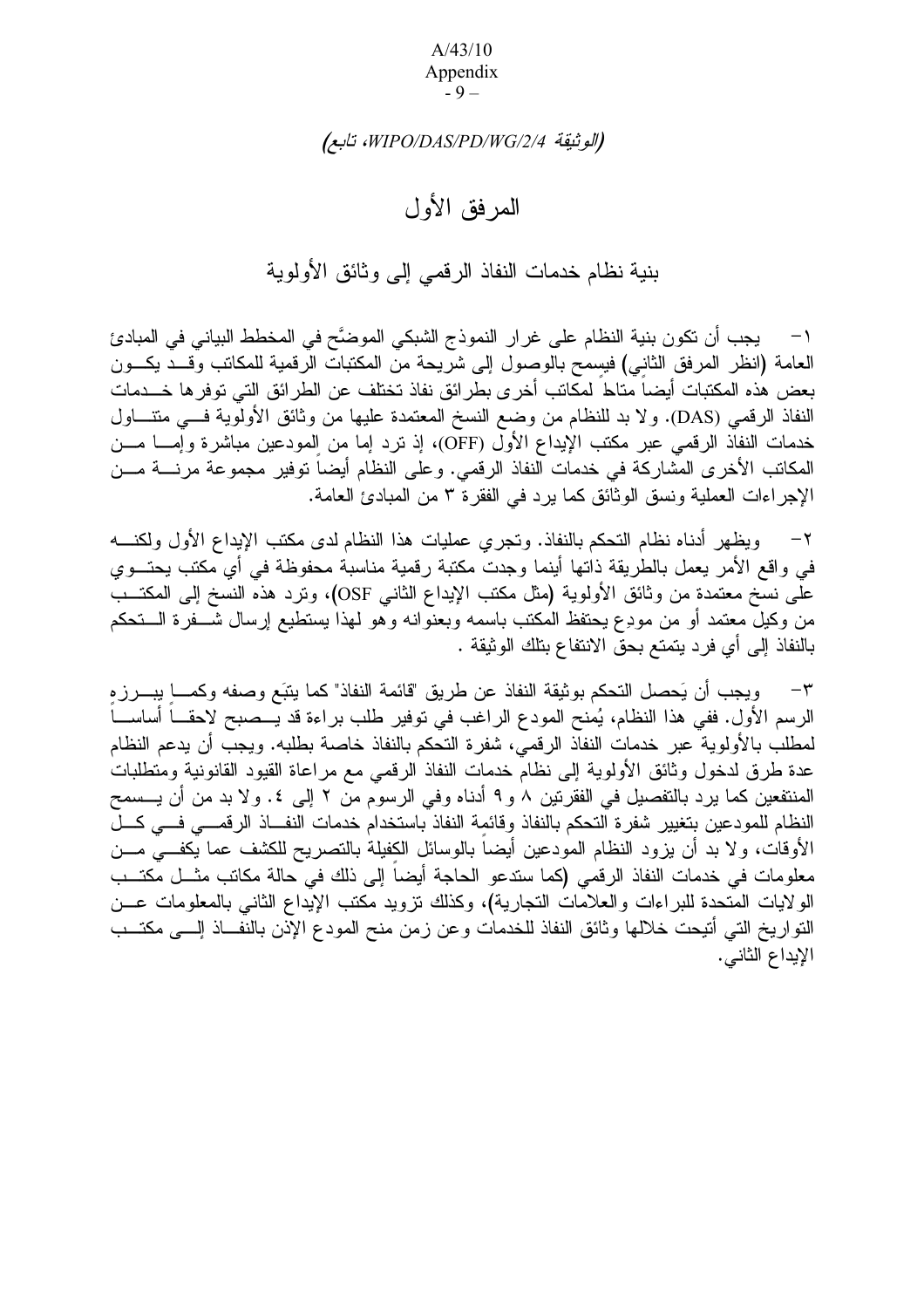*(الوثيقة WIPO/DAS/PD/WG/2/4، تابع)*

# المرفق الأول

## بنية نظام خدمات النفاذ الرقمي إلى وثائق الأولوية

١- يجب أن تكون بنية النظام على غرار النموذج الشبكي الموضَّح في المخطط البياني في المبادئ العامة (انظر المرفق الثاني) فيسمح بالوصول إلى شريحة من المكتبات الرقمية للمكاتب وقد يكون بعض هذه المكتبات أيضاً متاحاً لمكاتب أخرى بطرائق نفاذ تختلف عن الطرائق التي توفرها خدمات النفاذ الرقمي (DAS). ولا بد للنظام من وضع النسخ المعتمدة عليها من وثائق الأولوية في متناول خدمات النفاذ الرقمي عبر مكتب الإيداع الأول (OFF)، إذ ترد إما من المودعين مباشرة وإما من المكاتب الأخرى المشاركة في خدمات النفاذ الرقمي. وعلى النظام أيضاً توفير مجموعة مرنة من الإجراءات العملية ونسق الوثائق كما يرد في الفقرة ٣ من المبادئ العامة.

٢- ويظهر أدناه نظام التحكم بالنفاذ. وتجري عمليات هذا النظام لدى مكتب الإيداع الأول ولكنه في واقع الأمر يعمل بالطريقة ذاتها أينما وجدت مكتبة رقمية مناسبة محفوظة في أي مكتب يحتوي على نسخ معتمدة من وثائق الأولوية (مثل مكتب الإيداع الثاني OSF)، وترد هذه النسخ إلى المكتب من وكيل معتمد أو من مودِع يحتفظ المكتب باسمه وبعنوانه وهو لهذا يستطيع إرسال شفرة التحكم بالنفاذ إلى أي فرد يتمتع بحق الانتفاع بتلك الوثيقة .

٣- ويجب أن يَحصل التحكم بوثيقة النفاذ عن طريق "قائمة النفاذ" كما يتبَع وصفه وكما يبرزه الرسم الأول. ففي هذا النظام، يُمنح المودع الراغب في توفير طلب براءة قد يصبح لاحقاً أساساً لمطلب بالأولوية عبر خدمات النفاذ الرقمي، شفرة التحكم بالنفاذ خاصة بطلبه. ويجب أن يدعم النظام عدة طرق لدخول وثائق الأولوية إلى نظام خدمات النفاذ الرقمي مع مراعاة القيود القانونية ومتطلبات المنتفعين كما يرد بالتفصيل في الفقرتين ٨ و٩ أدناه وفي الرسوم من ٢ إلى ٤. ولا بد من أن يسمح النظام للمودعين بتغيير شفرة التحكم بالنفاذ وقائمة النفاذ باستخدام خدمات النفاذ الرقمي في كل الأوقات، ولا بد أن يزود النظام المودعين أيضاً بالوسائل الكفيلة بالتصريح للكشف عما يكفي من معلومات في خدمات النفاذ الرقمي (كما ستدعو الحاجة أيضاً إلى ذلك في حالة مكاتب مثل مكتب الولايات المتحدة للبراءات والعلامات التجارية)، وكذلك تزويد مكتب الإيداع الثاني بالمعلومات عن التواريخ التي أتيحت خلالها وثائق النفاذ للخدمات وعن زمن منح المودع الإذن بالنفاذ إلى مكتب الإيداع الثاني.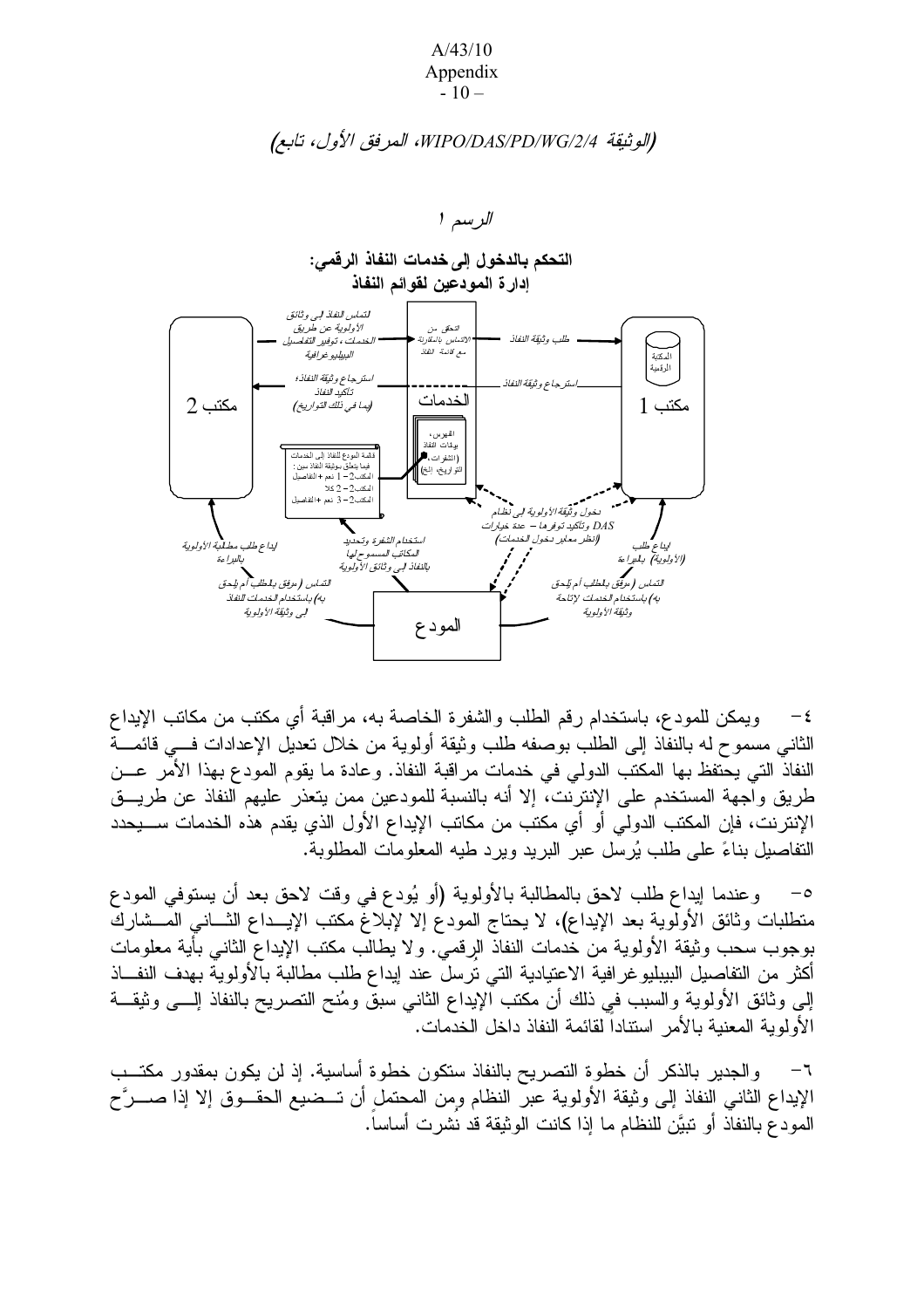*(الوثيقة WIPO/DAS/PD/WG/2/4، المرفق الأول، تابع)*

*الرسم 1*

**التحكم بالدخول إلى خدمات النفاذ الرقمي:**
**إدارة المودعين لقوائم النفاذ**

التماس النفاذ إلى وثائق الأولوية عن طريق الخدمات، توفير التفاصيل البيبليوغرافية

استرجاع وثيقة النفاذ، تأكيد النفاذ (بما في ذلك التواريخ)

التحقق من الالتماس بالمقارنة مع قائمة النفاذ

طلب وثيقة النفاذ

استرجاع وثيقة النفاذ

المكتبة الرقمية

مكتب 2

الخدمات

مكتب 1

الفهرس، بيانات النفاذ (الشفرات، التواريخ، إلخ)

قائمة المودع للنفاذ إلى الخدمات فيما يتعلق بوثيقة النفاذ سين:
المكتب 2 – 1 نعم + التفاصيل
المكتب 2 – 2 كلا
المكتب 2 – 3 نعم + التفاصيل

دخول وثيقة الأولوية إلى نظام DAS وتأكيد توفرها – عدة خيارات (انظر معابر دخول الخدمات)

إيداع طلب مطالبة الأولوية بالبراءة

استخدام الشفرة وتحديد المكاتب المسموح لها بالنفاذ إلى وثائق الأولوية

إيداع طلب (الأولوية) بالبراءة

التماس (مرفق بالطلب أم يلحق به) باستخدام الخدمات النفاذ إلى وثيقة الأولوية

التماس (مرفق بالطلب أم يلحق به) باستخدام الخدمات لإتاحة وثيقة الأولوية

المودع

٤- ويمكن للمودع، باستخدام رقم الطلب والشفرة الخاصة به، مراقبة أي مكتب من مكاتب الإيداع الثاني مسموح له بالنفاذ إلى الطلب بوصفه طلب وثيقة أولوية من خلال تعديل الإعدادات في قائمة النفاذ التي يحتفظ بها المكتب الدولي في خدمات مراقبة النفاذ. وعادة ما يقوم المودع بهذا الأمر عن طريق واجهة المستخدم على الإنترنت، إلا أنه بالنسبة للمودعين ممن يتعذر عليهم النفاذ عن طريق الإنترنت، فإن المكتب الدولي أو أي مكتب من مكاتب الإيداع الأول الذي يقدم هذه الخدمات سيحدد التفاصيل بناءً على طلب يُرسل عبر البريد ويرد طيه المعلومات المطلوبة.

٥- وعندما إيداع طلب لاحق بالمطالبة بالأولوية (أو يُودع في وقت لاحق بعد أن يستوفي المودع متطلبات وثائق الأولوية بعد الإيداع)، لا يحتاج المودع إلا لإبلاغ مكتب الإيداع الثاني المشارك بوجوب سحب وثيقة الأولوية من خدمات النفاذ الرقمي. ولا يطالب مكتب الإيداع الثاني بأية معلومات أكثر من التفاصيل البيبليوغرافية الاعتيادية التي ترسل عند إيداع طلب مطالبة بالأولوية بهدف النفاذ إلى وثائق الأولوية والسبب في ذلك أن مكتب الإيداع الثاني سبق ومُنح التصريح بالنفاذ إلى وثيقة الأولوية المعنية بالأمر استناداً لقائمة النفاذ داخل الخدمات.

٦- والجدير بالذكر أن خطوة التصريح بالنفاذ ستكون خطوة أساسية. إذ لن يكون بمقدور مكتب الإيداع الثاني النفاذ إلى وثيقة الأولوية عبر النظام ومن المحتمل أن تضيع الحقوق إلا إذا صرَّح المودع بالنفاذ أو تبيَّن للنظام ما إذا كانت الوثيقة قد نشرت أساساً.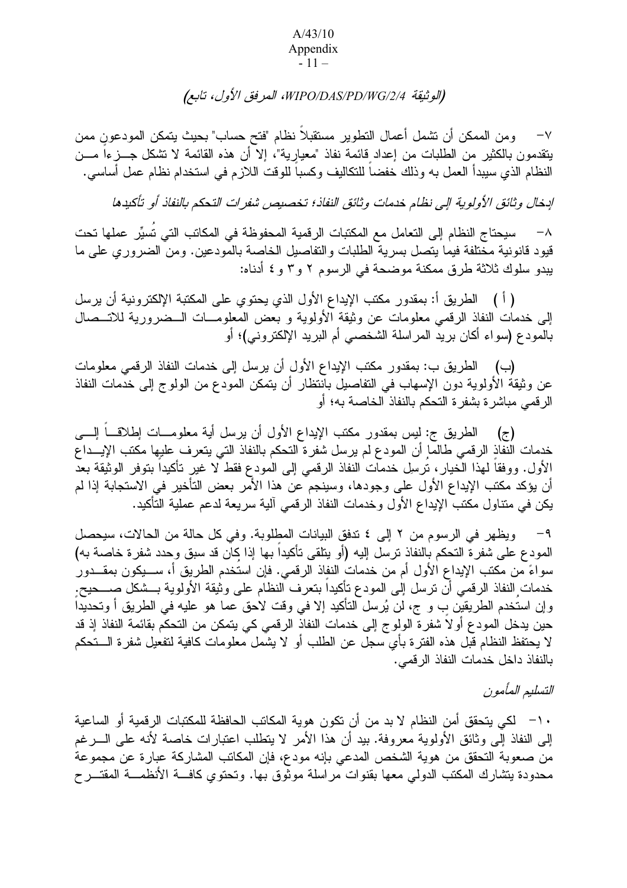*(الوثيقة WIPO/DAS/PD/WG/2/4، المرفق الأول، تابع)*

٧- ومن الممكن أن تشمل أعمال التطوير مستقبلاً نظام "فتح حساب" بحيث يتمكن المودعون ممن يتقدمون بالكثير من الطلبات من إعداد قائمة نفاذ "معيارية"، إلا أن هذه القائمة لا تشكل جزءاً من النظام الذي سيبدأ العمل به وذلك خفضاً للتكاليف وكسباً للوقت اللازم في استخدام نظام عمل أساسي.

*إدخال وثائق الأولوية إلى نظام خدمات وثائق النفاذ؛ تخصيص شفرات التحكم بالنفاذ أو تأكيدها*

٨- سيحتاج النظام إلى التعامل مع المكتبات الرقمية المحفوظة في المكاتب التي تُسيِّر عملها تحت قيود قانونية مختلفة فيما يتصل بسرية الطلبات والتفاصيل الخاصة بالمودعين. ومن الضروري على ما يبدو سلوك ثلاثة طرق ممكنة موضحة في الرسوم ٢ و٣ و٤ أدناه:

(أ) الطريق أ: بمقدور مكتب الإيداع الأول الذي يحتوي على المكتبة الإلكترونية أن يرسل إلى خدمات النفاذ الرقمي معلومات عن وثيقة الأولوية وبعض المعلومات الضرورية للاتصال بالمودع (سواء أكان بريد المراسلة الشخصي أم البريد الإلكتروني)؛ أو

(ب) الطريق ب: بمقدور مكتب الإيداع الأول أن يرسل إلى خدمات النفاذ الرقمي معلومات عن وثيقة الأولوية دون الإسهاب في التفاصيل بانتظار أن يتمكن المودع من الولوج إلى خدمات النفاذ الرقمي مباشرة بشفرة التحكم بالنفاذ الخاصة به؛ أو

(ج) الطريق ج: ليس بمقدور مكتب الإيداع الأول أن يرسل أية معلومات إطلاقاً إلى خدمات النفاذ الرقمي طالما أن المودع لم يرسل شفرة التحكم بالنفاذ التي يتعرف عليها مكتب الإيداع الأول. ووفقاً لهذا الخيار، تُرسِل خدمات النفاذ الرقمي إلى المودع فقط لا غير تأكيداً بتوفر الوثيقة بعد أن يؤكد مكتب الإيداع الأول على وجودها، وسينجم عن هذا الأمر بعض التأخير في الاستجابة إذا لم يكن في متناول مكتب الإيداع الأول وخدمات النفاذ الرقمي آلية سريعة لدعم عملية التأكيد.

٩- ويظهر في الرسوم من ٢ إلى ٤ تدفق البيانات المطلوبة. وفي كل حالة من الحالات، سيحصل المودع على شفرة التحكم بالنفاذ ترسل إليه (أو يتلقى تأكيداً بها إذا كان قد سبق وحدد شفرة خاصة به) سواءً من مكتب الإيداع الأول أم من خدمات النفاذ الرقمي. فإن استخدم الطريق أ، سيكون بمقدور خدمات النفاذ الرقمي أن ترسل إلى المودع تأكيداً بتعرف النظام على وثيقة الأولوية بشكل صحيح. وإن استخدم الطريقين ب و ج، لن يُرسل التأكيد إلا في وقت لاحق عما هو عليه في الطريق أ وتحديداً حين يدخل المودع أولاً شفرة الولوج إلى خدمات النفاذ الرقمي كي يتمكن من التحكم بقائمة النفاذ إذ قد لا يحتفظ النظام قبل هذه الفترة بأي سجل عن الطلب أو لا يشمل معلومات كافية لتفعيل شفرة التحكم بالنفاذ داخل خدمات النفاذ الرقمي.

*التسليم المأمون*

١٠- لكي يتحقق أمن النظام لا بد من أن تكون هوية المكاتب الحافظة للمكتبات الرقمية أو الساعية إلى النفاذ إلى وثائق الأولوية معروفة. بيد أن هذا الأمر لا يتطلب اعتبارات خاصة لأنه على الرغم من صعوبة التحقق من هوية الشخص المدعي بإنه مودع، فإن المكاتب المشاركة عبارة عن مجموعة محدودة يتشارك المكتب الدولي معها بقنوات مراسلة موثوق بها. وتحتوي كافة الأنظمة المقترح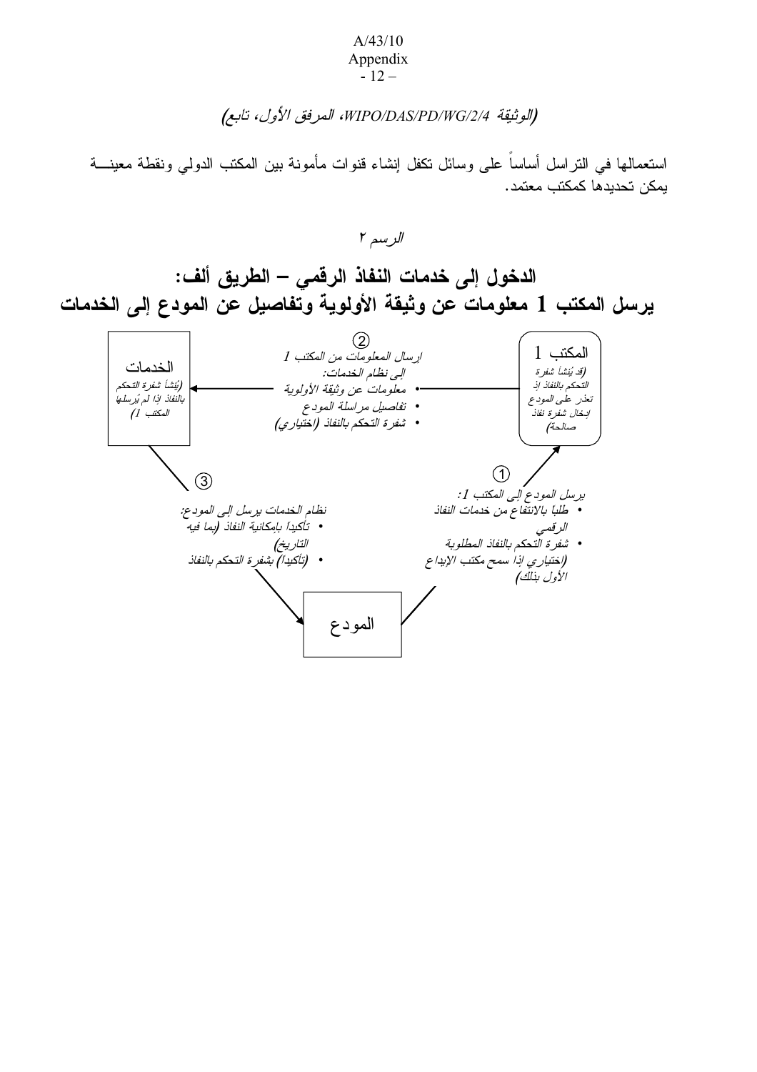*(الوثيقة WIPO/DAS/PD/WG/2/4، المرفق الأول، تابع)*

استعمالها في التراسل أساساً على وسائل تكفل إنشاء قنوات مأمونة بين المكتب الدولي ونقطة معينة يمكن تحديدها كمكتب معتمد.

*الرسم ٢*

## الدخول إلى خدمات النفاذ الرقمي – الطريق ألف:
## يرسل المكتب 1 معلومات عن وثيقة الأولوية وتفاصيل عن المودع إلى الخدمات

**المكتب 1**
*(قد يُنشأ شفرة التحكم بالنفاذ إذ تعذر على المودع إدخال شفرة نفاذ صالحة)*

**الخدمات**
*(يُنشأ شفرة التحكم بالنفاذ إذا لم يُرسلها المكتب 1)*

**المودع**

① *يرسل المودع إلى المكتب 1:*
- *طلباً بالانتفاع من خدمات النفاذ الرقمي*
- *شفرة التحكم بالنفاذ المطلوبة (اختياري إذا سمح مكتب الإيداع الأول بذلك)*

② *إرسال المعلومات من المكتب 1 إلى نظام الخدمات:*
- *معلومات عن وثيقة الأولوية*
- *تفاصيل مراسلة المودع*
- *شفرة التحكم بالنفاذ (اختياري)*

③ *نظام الخدمات يرسل إلى المودع:*
- *تأكيدا بإمكانية النفاذ (بما فيه التاريخ)*
- *(تأكيدا) بشفرة التحكم بالنفاذ*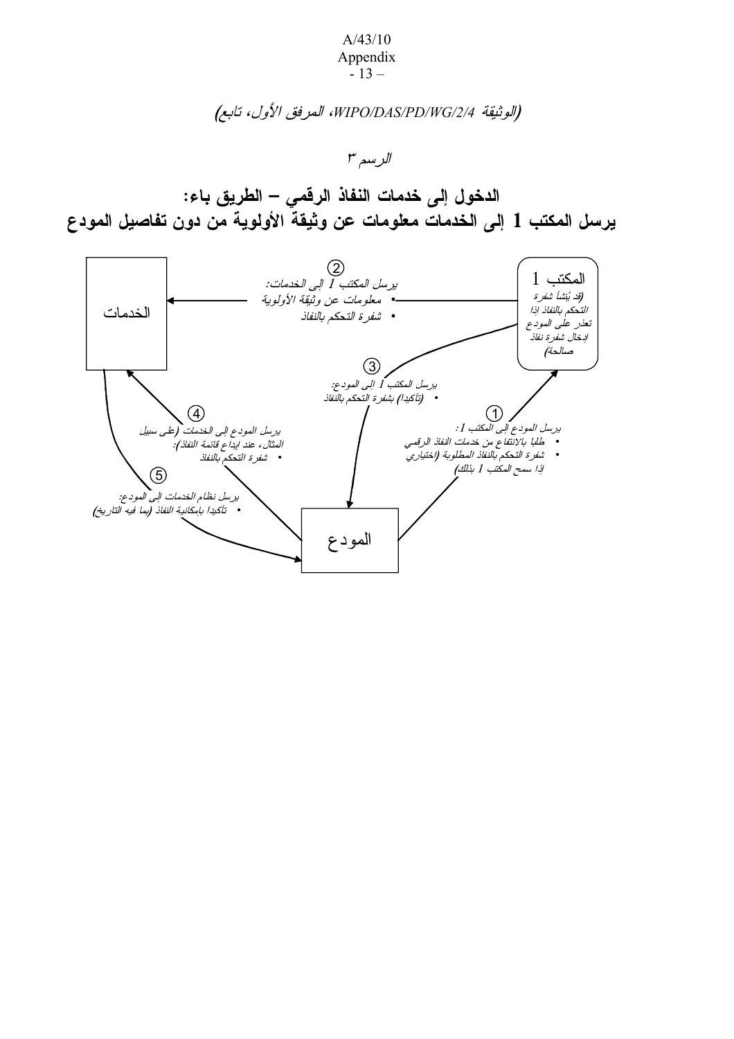(الوثيقة WIPO/DAS/PD/WG/2/4، المرفق الأول، تابع)

الرسم ٣

## الدخول إلى خدمات النفاذ الرقمي – الطريق باء:
## يرسل المكتب 1 إلى الخدمات معلومات عن وثيقة الأولوية من دون تفاصيل المودع

الخدمات

المكتب 1
(قد يُنشأ شفرة التحكم بالنفاذ إذا تعذر على المودع إدخال شفرة نفاذ صالحة)

المودع

① يرسل المودع إلى المكتب 1:
- طلبا بالانتفاع من خدمات النفاذ الرقمي
- شفرة التحكم بالنفاذ المطلوبة (اختياري إذا سمح المكتب 1 بذلك)

② يرسل المكتب 1 إلى الخدمات:
- معلومات عن وثيقة الأولوية
- شفرة التحكم بالنفاذ

③ يرسل المكتب 1 إلى المودع:
- (تأكيدا) بشفرة التحكم بالنفاذ

④ يرسل المودع إلى الخدمات (على سبيل المثال، عند إيداع قائمة النفاذ):
- شفرة التحكم بالنفاذ

⑤ يرسل نظام الخدمات إلى المودع:
- تأكيدا بإمكانية النفاذ (بما فيه التاريخ)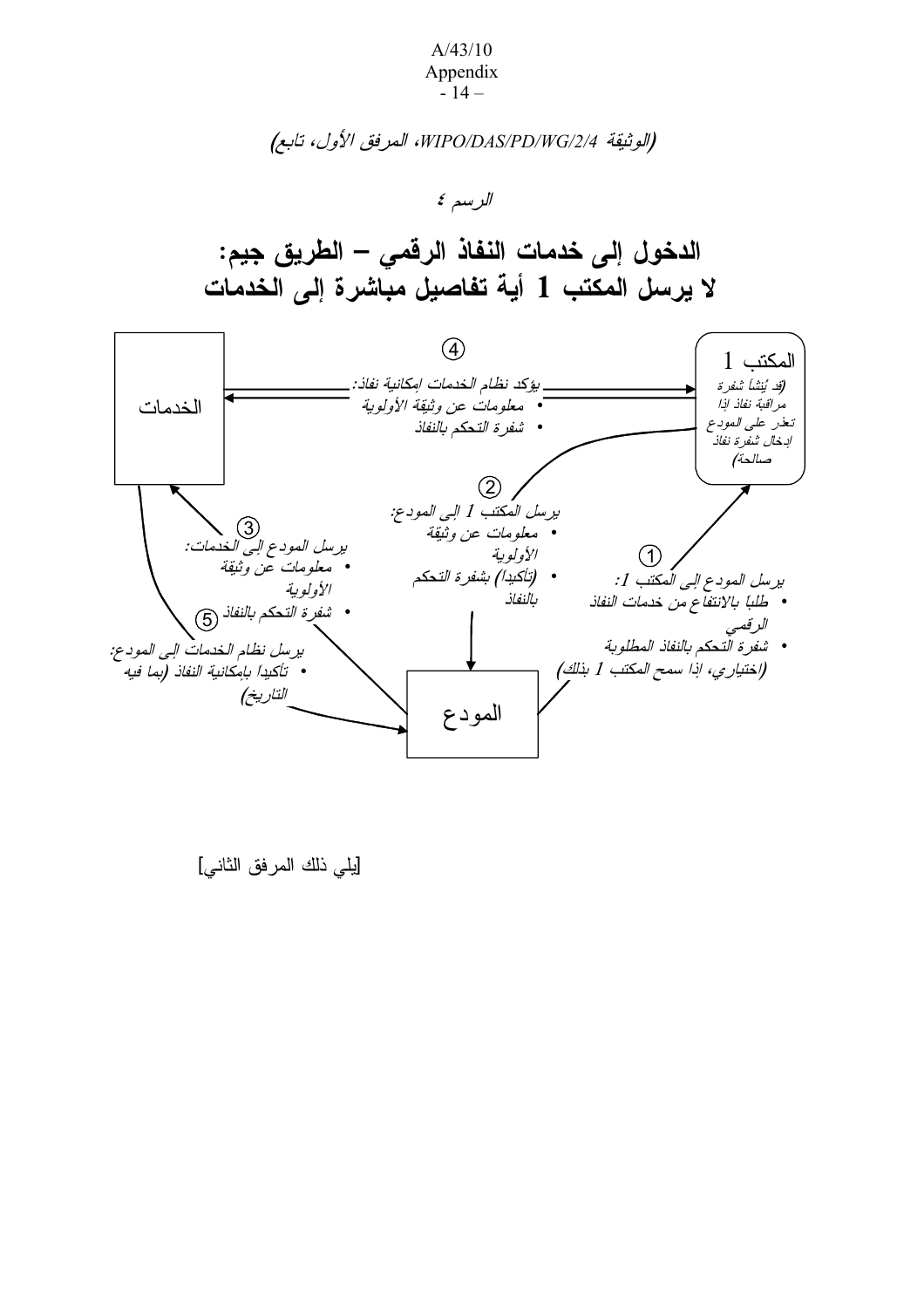*(الوثيقة WIPO/DAS/PD/WG/2/4، المرفق الأول، تابع)*

*الرسم ٤*

## الدخول إلى خدمات النفاذ الرقمي – الطريق جيم: لا يرسل المكتب 1 أية تفاصيل مباشرة إلى الخدمات

الخدمات

المكتب 1
*(قد يُنشأ شفرة مراقبة نفاذ إذا تعذر على المودع إدخال شفرة نفاذ صالحة)*

المودع

④ *يؤكد نظام الخدمات إمكانية نفاذ:*
- *معلومات عن وثيقة الأولوية*
- *شفرة التحكم بالنفاذ*

② *يرسل المكتب 1 إلى المودع:*
- *معلومات عن وثيقة الأولوية*
- *(تأكيداً) بشفرة التحكم بالنفاذ*

③ *يرسل المودع إلى الخدمات:*
- *معلومات عن وثيقة الأولوية*
- *شفرة التحكم بالنفاذ*

① *يرسل المودع إلى المكتب 1:*
- *طلباً بالانتفاع من خدمات النفاذ الرقمي*
- *شفرة التحكم بالنفاذ المطلوبة (اختياري، إذا سمح المكتب 1 بذلك)*

⑤ *يرسل نظام الخدمات إلى المودع:*
- *تأكيداً بإمكانية النفاذ (بما فيه التاريخ)*

[يلي ذلك المرفق الثاني]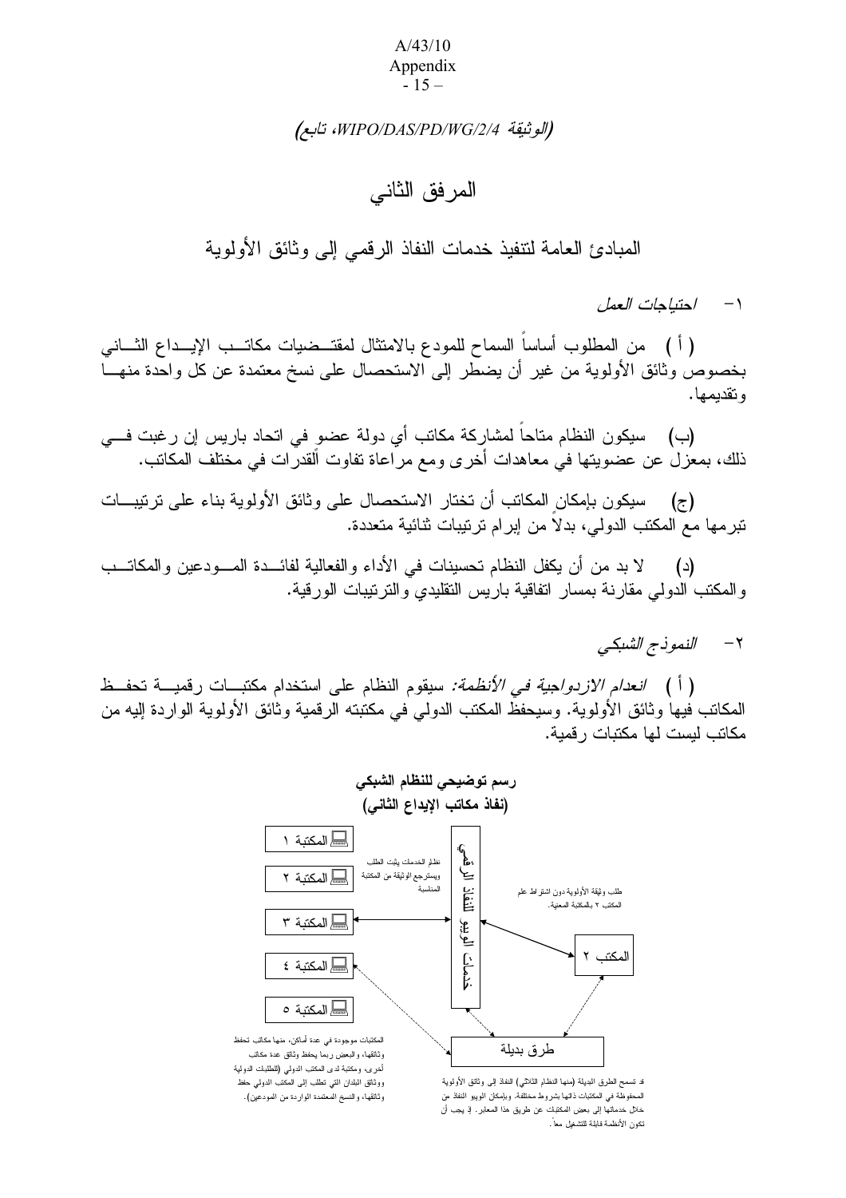*(الوثيقة WIPO/DAS/PD/WG/2/4، تابع)*

# المرفق الثاني

## المبادئ العامة لتنفيذ خدمات النفاذ الرقمي إلى وثائق الأولوية

١- *احتياجات العمل*

( أ ) من المطلوب أساساً السماح للمودع بالامتثال لمقتضيات مكاتب الإيداع الثاني بخصوص وثائق الأولوية من غير أن يضطر إلى الاستحصال على نسخ معتمدة عن كل واحدة منها وتقديمها.

(ب) سيكون النظام متاحاً لمشاركة مكاتب أي دولة عضو في اتحاد باريس إن رغبت في ذلك، بمعزل عن عضويتها في معاهدات أخرى ومع مراعاة تفاوت القدرات في مختلف المكاتب.

(ج) سيكون بإمكان المكاتب أن تختار الاستحصال على وثائق الأولوية بناء على ترتيبات تبرمها مع المكتب الدولي، بدلاً من إبرام ترتيبات ثنائية متعددة.

(د) لا بد من أن يكفل النظام تحسينات في الأداء والفعالية لفائدة المودعين والمكاتب والمكتب الدولي مقارنة بمسار اتفاقية باريس التقليدي والترتيبات الورقية.

٢- *النموذج الشبكي*

( أ ) *انعدام الازدواجية في الأنظمة:* سيقوم النظام على استخدام مكتبات رقمية تحفظ المكاتب فيها وثائق الأولوية. وسيحفظ المكتب الدولي في مكتبته الرقمية وثائق الأولوية الواردة إليه من مكاتب ليست لها مكتبات رقمية.

**رسم توضيحي للنظام الشبكي**
**(نفاذ مكاتب الإيداع الثاني)**

المكتبة ١
المكتبة ٢
المكتبة ٣
المكتبة ٤
المكتبة ٥

خدمات النفاذ الرقمي

نظام الخدمات يبث الطلب ويسترجع الوثيقة من المكتبة المناسبة

طلب وثيقة الأولوية دون اشتراط علم المكتب ٢ بالمكتبة المعنية.

المكتب ٢

طرق بديلة

المكتبات موجودة في عدة أماكن، منها مكاتب تحفظ وثائقها، والبعض ربما يحفظ وثائق عدة مكاتب أخرى، ومكتبة لدى المكتب الدولي (للطلبات الدولية ووثائق البلدان التي تطلب إلى المكتب الدولي حفظ وثائقها، والنسخ المعتمدة الواردة من المودعين).

قد تسمح الطرق البديلة (منها النظام الثلاثي) النفاذ إلى وثائق الأولوية المحفوظة في المكتبات ذاتها بشروط مختلفة. وبإمكان الويبو النفاذ من خلال خدماتها إلى بعض المكتبات عن طريق هذا المعابر. إذ يجب أن تكون الأنظمة قابلة للتشغيل معاً.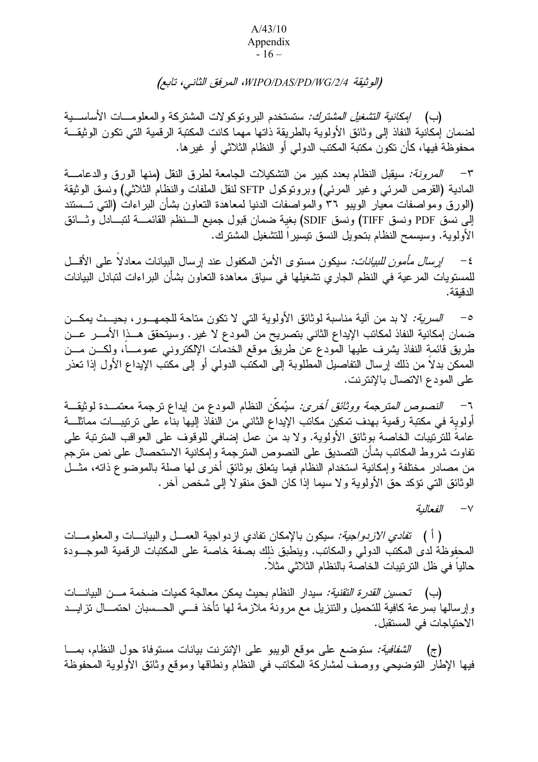*(الوثيقة WIPO/DAS/PD/WG/2/4، المرفق الثاني، تابع)*

(ب) *إمكانية التشغيل المشترك:* ستستخدم البروتوكولات المشتركة والمعلومات الأساسية لضمان إمكانية النفاذ إلى وثائق الأولوية بالطريقة ذاتها مهما كانت المكتبة الرقمية التي تكون الوثيقة محفوظة فيها، كأن تكون مكتبة المكتب الدولي أو النظام الثلاثي أو غيرها.

٣- *المرونة:* سيقبل النظام بعدد كبير من التشكيلات الجامعة لطرق النقل (منها الورق والدعامة المادية (القرص المرئي وغير المرئي) وبروتوكول SFTP لنقل الملفات والنظام الثلاثي) ونسق الوثيقة (الورق ومواصفات معيار الويبو ٣٦ والمواصفات الدنيا لمعاهدة التعاون بشأن البراءات (التي تستند إلى نسق PDF ونسق TIFF) ونسق SDIF) بغية ضمان قبول جميع النظم القائمة لتبادل وثائق الأولوية. وسيسمح النظام بتحويل النسق تيسيراً للتشغيل المشترك.

٤- *إرسال مأمون للبيانات:* سيكون مستوى الأمن المكفول عند إرسال البيانات معادلاً على الأقل للمستويات المرعية في النظم الجاري تشغيلها في سياق معاهدة التعاون بشأن البراءات لتبادل البيانات الدقيقة.

٥- *السرية:* لا بد من آلية مناسبة لوثائق الأولوية التي لا تكون متاحة للجمهور، بحيث يمكن ضمان إمكانية النفاذ لمكاتب الإيداع الثاني بتصريح من المودع لا غير. وسيتحقق هذا الأمر عن طريق قائمة النفاذ يشرف عليها المودع عن طريق موقع الخدمات الإلكتروني عموماً، ولكن من الممكن بدلاً من ذلك إرسال التفاصيل المطلوبة إلى المكتب الدولي أو إلى مكتب الإيداع الأول إذا تعذر على المودع الاتصال بالإنترنت.

٦- *النصوص المترجمة ووثائق أخرى:* سيُمكّن النظام المودع من إيداع ترجمة معتمدة لوثيقة أولوية في مكتبة رقمية بهدف تمكين مكاتب الإيداع الثاني من النفاذ إليها بناء على ترتيبات مماثلة عامةً للترتيبات الخاصة بوثائق الأولوية. ولا بد من عمل إضافي للوقوف على العواقب المترتبة على تفاوت شروط المكاتب بشأن التصديق على النصوص المترجمة وإمكانية الاستحصال على نص مترجم من مصادر مختلفة وإمكانية استخدام النظام فيما يتعلق بوثائق أخرى لها صلة بالموضوع ذاته، مثل الوثائق التي تؤكد حق الأولوية ولا سيما إذا كان الحق منقولاً إلى شخص آخر.

٧- *الفعالية*

( أ ) *تفادي الازدواجية:* سيكون بالإمكان تفادي ازدواجية العمل والبيانات والمعلومات المحفوظة لدى المكتب الدولي والمكاتب. وينطبق ذلك بصفة خاصة على المكتبات الرقمية الموجودة حالياً في ظل الترتيبات الخاصة بالنظام الثلاثي مثلاً.

(ب) *تحسين القدرة التقنية:* سيدار النظام بحيث يمكن معالجة كميات ضخمة من البيانات وإرسالها بسرعة كافية للتحميل والتنزيل مع مرونة ملازمة لها تأخذ في الحسبان احتمال تزايد الاحتياجات في المستقبل.

(ج) *الشفافية:* ستوضع على موقع الويبو على الإنترنت بيانات مستوفاة حول النظام، بما فيها الإطار التوضيحي ووصف لمشاركة المكاتب في النظام ونطاقها وموقع وثائق الأولوية المحفوظة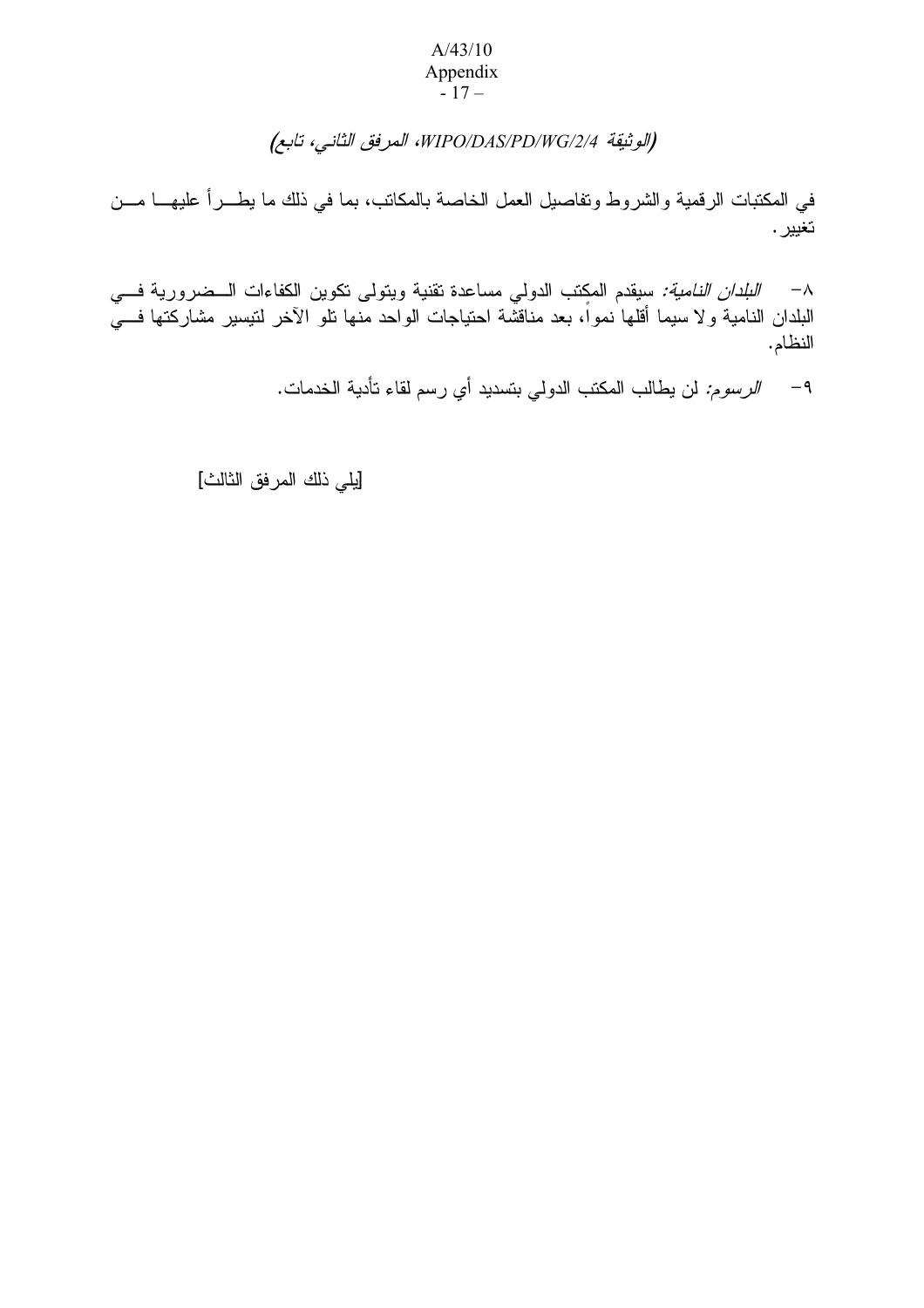*(الوثيقة WIPO/DAS/PD/WG/2/4، المرفق الثاني، تابع)*

في المكتبات الرقمية والشروط وتفاصيل العمل الخاصة بالمكاتب، بما في ذلك ما يطرأ عليها من تغيير.

٨- *البلدان النامية:* سيقدم المكتب الدولي مساعدة تقنية ويتولى تكوين الكفاءات الضرورية في البلدان النامية ولا سيما أقلها نمواً، بعد مناقشة احتياجات الواحد منها تلو الآخر لتيسير مشاركتها في النظام.

٩- *الرسوم:* لن يطالب المكتب الدولي بتسديد أي رسم لقاء تأدية الخدمات.

[يلي ذلك المرفق الثالث]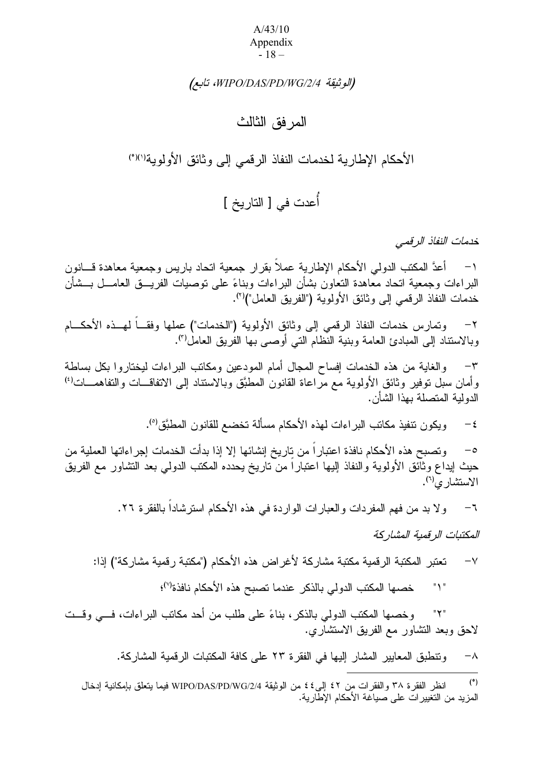*(الوثيقة WIPO/DAS/PD/WG/2/4، تابع)*

# المرفق الثالث

## الأحكام الإطارية لخدمات النفاذ الرقمي إلى وثائق الأولوية[1](*)

## أُعدت في [ التاريخ ]

*خدمات النفاذ الرقمي*

١- أعدَّ المكتب الدولي الأحكام الإطارية عملاً بقرار جمعية اتحاد باريس وجمعية معاهدة قانون البراءات وجمعية اتحاد معاهدة التعاون بشأن البراءات وبناءً على توصيات الفريق العامل بشأن خدمات النفاذ الرقمي إلى وثائق الأولوية ("الفريق العامل")[2].

٢- وتمارس خدمات النفاذ الرقمي إلى وثائق الأولوية ("الخدمات") عملها وفقاً لهذه الأحكام وبالاستناد إلى المبادئ العامة وبنية النظام التي أوصى بها الفريق العامل[3].

٣- والغاية من هذه الخدمات إفساح المجال أمام المودعين ومكاتب البراءات ليختاروا بكل بساطة وأمان سبل توفير وثائق الأولوية مع مراعاة القانون المطبَّق وبالاستناد إلى الاتفاقات والتفاهمات[4] الدولية المتصلة بهذا الشأن.

٤- ويكون تنفيذ مكاتب البراءات لهذه الأحكام مسألة تخضع للقانون المطبَّق[5].

٥- وتصبح هذه الأحكام نافذة اعتباراً من تاريخ إنشائها إلا إذا بدأت الخدمات إجراءاتها العملية من حيث إيداع وثائق الأولوية والنفاذ إليها اعتباراً من تاريخ يحدده المكتب الدولي بعد التشاور مع الفريق الاستشاري[6].

٦- ولا بد من فهم المفردات والعبارات الواردة في هذه الأحكام استرشاداً بالفقرة ٢٦.

*المكتبات الرقمية المشاركة*

٧- تعتبر المكتبة الرقمية مكتبة مشاركة لأغراض هذه الأحكام ("مكتبة رقمية مشاركة") إذا:

"١" خصها المكتب الدولي بالذكر عندما تصبح هذه الأحكام نافذة[7]؛

"٢" وخصها المكتب الدولي بالذكر، بناءً على طلب من أحد مكاتب البراءات، في وقت لاحق وبعد التشاور مع الفريق الاستشاري.

٨- وتنطبق المعايير المشار إليها في الفقرة ٢٣ على كافة المكتبات الرقمية المشاركة.

---

(*) انظر الفقرة ٣٨ والفقرات من ٤٢ إلى ٤٤ من الوثيقة WIPO/DAS/PD/WG/2/4 فيما يتعلق بإمكانية إدخال المزيد من التغييرات على صياغة الأحكام الإطارية.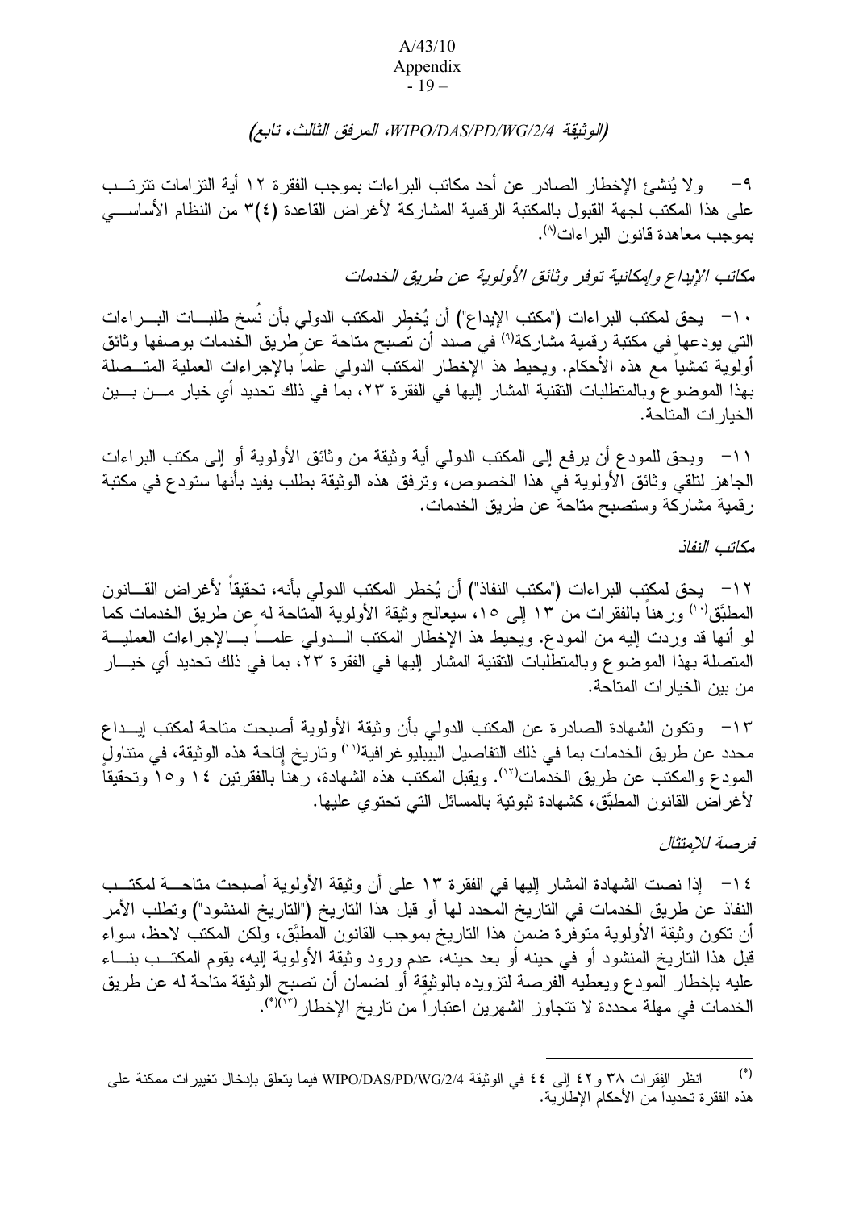*(الوثيقة WIPO/DAS/PD/WG/2/4، المرفق الثالث، تابع)*

٩- ولا يُنشئ الإخطار الصادر عن أحد مكاتب البراءات بموجب الفقرة ١٢ أية التزامات تترتب على هذا المكتب لجهة القبول بالمكتبة الرقمية المشاركة لأغراض القاعدة (٤)٣ من النظام الأساسي بموجب معاهدة قانون البراءات[٨].

*مكاتب الإيداع وإمكانية توفر وثائق الأولوية عن طريق الخدمات*

١٠- يحق لمكتب البراءات ("مكتب الإيداع") أن يُخطِر المكتب الدولي بأن نُسخ طلبات البراءات التي يودعها في مكتبة رقمية مشاركة[٩] في صدد أن تصبح متاحة عن طريق الخدمات بوصفها وثائق أولوية تمشياً مع هذه الأحكام. ويحيط هذ الإخطار المكتب الدولي علماً بالإجراءات العملية المتصلة بهذا الموضوع وبالمتطلبات التقنية المشار إليها في الفقرة ٢٣، بما في ذلك تحديد أي خيار من بين الخيارات المتاحة.

١١- ويحق للمودع أن يرفع إلى المكتب الدولي أية وثيقة من وثائق الأولوية أو إلى مكتب البراءات الجاهز لتلقي وثائق الأولوية في هذا الخصوص، وترفق هذه الوثيقة بطلب يفيد بأنها ستودع في مكتبة رقمية مشاركة وستصبح متاحة عن طريق الخدمات.

*مكاتب النفاذ*

١٢- يحق لمكتب البراءات ("مكتب النفاذ") أن يُخطر المكتب الدولي بأنه، تحقيقاً لأغراض القانون المطبَّق[١٠] ورهناً بالفقرات من ١٣ إلى ١٥، سيعالج وثيقة الأولوية المتاحة له عن طريق الخدمات كما لو أنها قد وردت إليه من المودع. ويحيط هذا الإخطار المكتب الدولي علماً بالإجراءات العملية المتصلة بهذا الموضوع وبالمتطلبات التقنية المشار إليها في الفقرة ٢٣، بما في ذلك تحديد أي خيار من بين الخيارات المتاحة.

١٣- وتكون الشهادة الصادرة عن المكتب الدولي بأن وثيقة الأولوية أصبحت متاحة لمكتب إيداع محدد عن طريق الخدمات بما في ذلك التفاصيل البيبليوغرافية[١١] وتاريخ إتاحة هذه الوثيقة، في متناول المودع والمكتب عن طريق الخدمات[١٢]. ويقبل المكتب هذه الشهادة، رهناً بالفقرتين ١٤ و١٥ وتحقيقاً لأغراض القانون المطبَّق، كشهادة ثبوتية بالمسائل التي تحتوي عليها.

*فرصة للإمتثال*

١٤- إذا نصت الشهادة المشار إليها في الفقرة ١٣ على أن وثيقة الأولوية أصبحت متاحة لمكتب النفاذ عن طريق الخدمات في التاريخ المحدد لها أو قبل هذا التاريخ ("التاريخ المنشود") وتطلب الأمر أن تكون وثيقة الأولوية متوفرة ضمن هذا التاريخ بموجب القانون المطبَّق، ولكن المكتب لاحظ، سواء قبل هذا التاريخ المنشود أو في حينه أو بعد حينه، عدم ورود وثيقة الأولوية إليه، يقوم المكتب بناء عليه بإخطار المودع ويعطيه الفرصة لتزويده بالوثيقة أو لضمان أن تصبح الوثيقة متاحة له عن طريق الخدمات في مهلة محددة لا تتجاوز الشهرين اعتباراً من تاريخ الإخطار[١٣][*].

---

[*] انظر الفقرات ٣٨ و٤٢ إلى ٤٤ في الوثيقة WIPO/DAS/PD/WG/2/4 فيما يتعلق بإدخال تغييرات ممكنة على هذه الفقرة تحديداً من الأحكام الإطارية.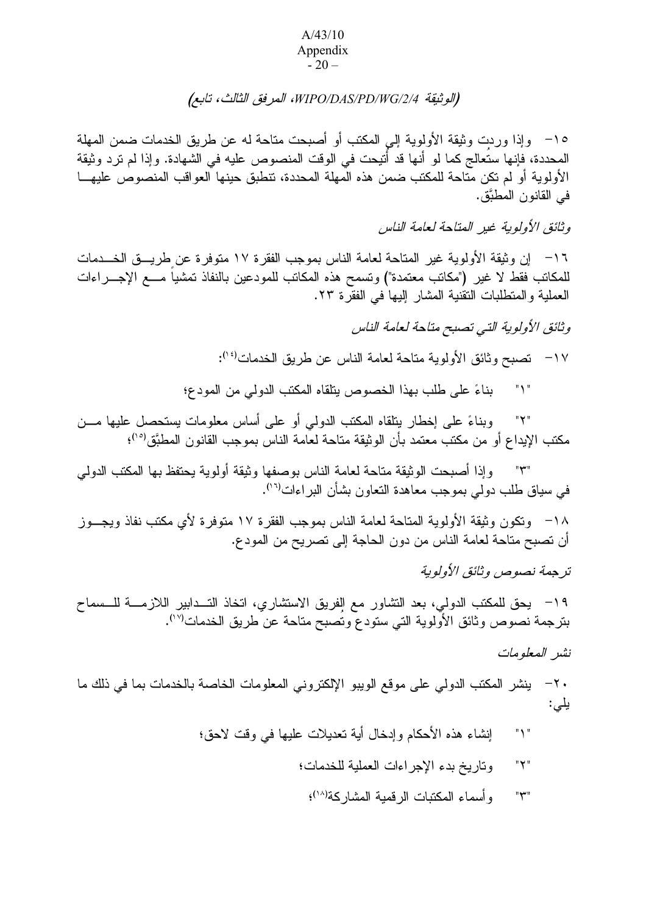*(الوثيقة WIPO/DAS/PD/WG/2/4، المرفق الثالث، تابع)*

١٥- وإذا وردت وثيقة الأولوية إلى المكتب أو أصبحت متاحة له عن طريق الخدمات ضمن المهلة المحددة، فإنها ستُعالج كما لو أنها قد أتيحت في الوقت المنصوص عليه في الشهادة. وإذا لم ترد وثيقة الأولوية أو لم تكن متاحة للمكتب ضمن هذه المهلة المحددة، تنطبق حينها العواقب المنصوص عليها في القانون المطبَّق.

*وثائق الأولوية غير المتاحة لعامة الناس*

١٦- إن وثيقة الأولوية غير المتاحة لعامة الناس بموجب الفقرة ١٧ متوفرة عن طريق الخدمات للمكاتب فقط لا غير ("مكاتب معتمدة") وتسمح هذه المكاتب للمودعين بالنفاذ تمشياً مع الإجراءات العملية والمتطلبات التقنية المشار إليها في الفقرة ٢٣.

*وثائق الأولوية التي تصبح متاحة لعامة الناس*

١٧- تصبح وثائق الأولوية متاحة لعامة الناس عن طريق الخدمات[١٤]:

"١" بناءً على طلب بهذا الخصوص يتلقاه المكتب الدولي من المودع؛

"٢" وبناءً على إخطار يتلقاه المكتب الدولي أو على أساس معلومات يستحصل عليها من مكتب الإيداع أو من مكتب معتمد بأن الوثيقة متاحة لعامة الناس بموجب القانون المطبَّق[١٥]؛

"٣" وإذا أصبحت الوثيقة متاحة لعامة الناس بوصفها وثيقة أولوية يحتفظ بها المكتب الدولي في سياق طلب دولي بموجب معاهدة التعاون بشأن البراءات[١٦].

١٨- وتكون وثيقة الأولوية المتاحة لعامة الناس بموجب الفقرة ١٧ متوفرة لأي مكتب نفاذ ويجوز أن تصبح متاحة لعامة الناس من دون الحاجة إلى تصريح من المودع.

*ترجمة نصوص وثائق الأولوية*

١٩- يحق للمكتب الدولي، بعد التشاور مع الفريق الاستشاري، اتخاذ التدابير اللازمة للسماح بترجمة نصوص وثائق الأولوية التي ستودع وتصبح متاحة عن طريق الخدمات[١٧].

*نشر المعلومات*

٢٠- ينشر المكتب الدولي على موقع الويبو الإلكتروني المعلومات الخاصة بالخدمات بما في ذلك ما يلي:

"١" إنشاء هذه الأحكام وإدخال أية تعديلات عليها في وقت لاحق؛

"٢" وتاريخ بدء الإجراءات العملية للخدمات؛

"٣" وأسماء المكتبات الرقمية المشاركة[١٨]؛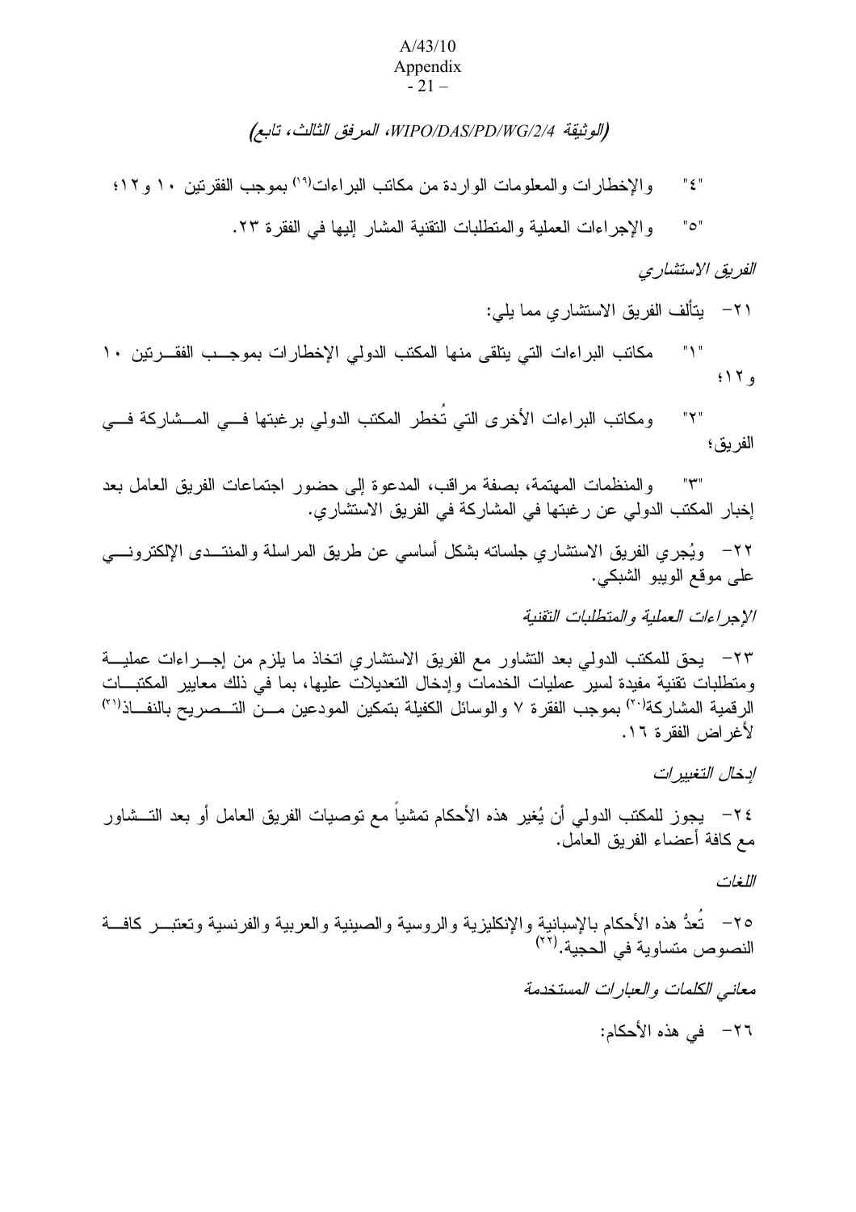*(الوثيقة WIPO/DAS/PD/WG/2/4، المرفق الثالث، تابع)*

"٤" والإخطارات والمعلومات الواردة من مكاتب البراءات[١٩] بموجب الفقرتين ١٠ و١٢؛

"٥" والإجراءات العملية والمتطلبات التقنية المشار إليها في الفقرة ٢٣.

*الفريق الاستشاري*

٢١- يتألف الفريق الاستشاري مما يلي:

"١" مكاتب البراءات التي يتلقى منها المكتب الدولي الإخطارات بموجب الفقرتين ١٠ و١٢؛

"٢" ومكاتب البراءات الأخرى التي تُخطر المكتب الدولي برغبتها في المشاركة في الفريق؛

"٣" والمنظمات المهتمة، بصفة مراقب، المدعوة إلى حضور اجتماعات الفريق العامل بعد إخبار المكتب الدولي عن رغبتها في المشاركة في الفريق الاستشاري.

٢٢- ويُجري الفريق الاستشاري جلساته بشكل أساسي عن طريق المراسلة والمنتدى الإلكتروني على موقع الويبو الشبكي.

*الإجراءات العملية والمتطلبات التقنية*

٢٣- يحق للمكتب الدولي بعد التشاور مع الفريق الاستشاري اتخاذ ما يلزم من إجراءات عملية ومتطلبات تقنية مفيدة لسير عمليات الخدمات وإدخال التعديلات عليها، بما في ذلك معايير المكتبات الرقمية المشاركة[٢٠] بموجب الفقرة ٧ والوسائل الكفيلة بتمكين المودعين من التصريح بالنفاذ[٢١] لأغراض الفقرة ١٦.

*إدخال التغييرات*

٢٤- يجوز للمكتب الدولي أن يُغير هذه الأحكام تمشياً مع توصيات الفريق العامل أو بعد التشاور مع كافة أعضاء الفريق العامل.

*اللغات*

٢٥- تُعدُّ هذه الأحكام بالإسبانية والإنكليزية والروسية والصينية والعربية والفرنسية وتعتبر كافة النصوص متساوية في الحجية.[٢٢]

*معاني الكلمات والعبارات المستخدمة*

٢٦- في هذه الأحكام: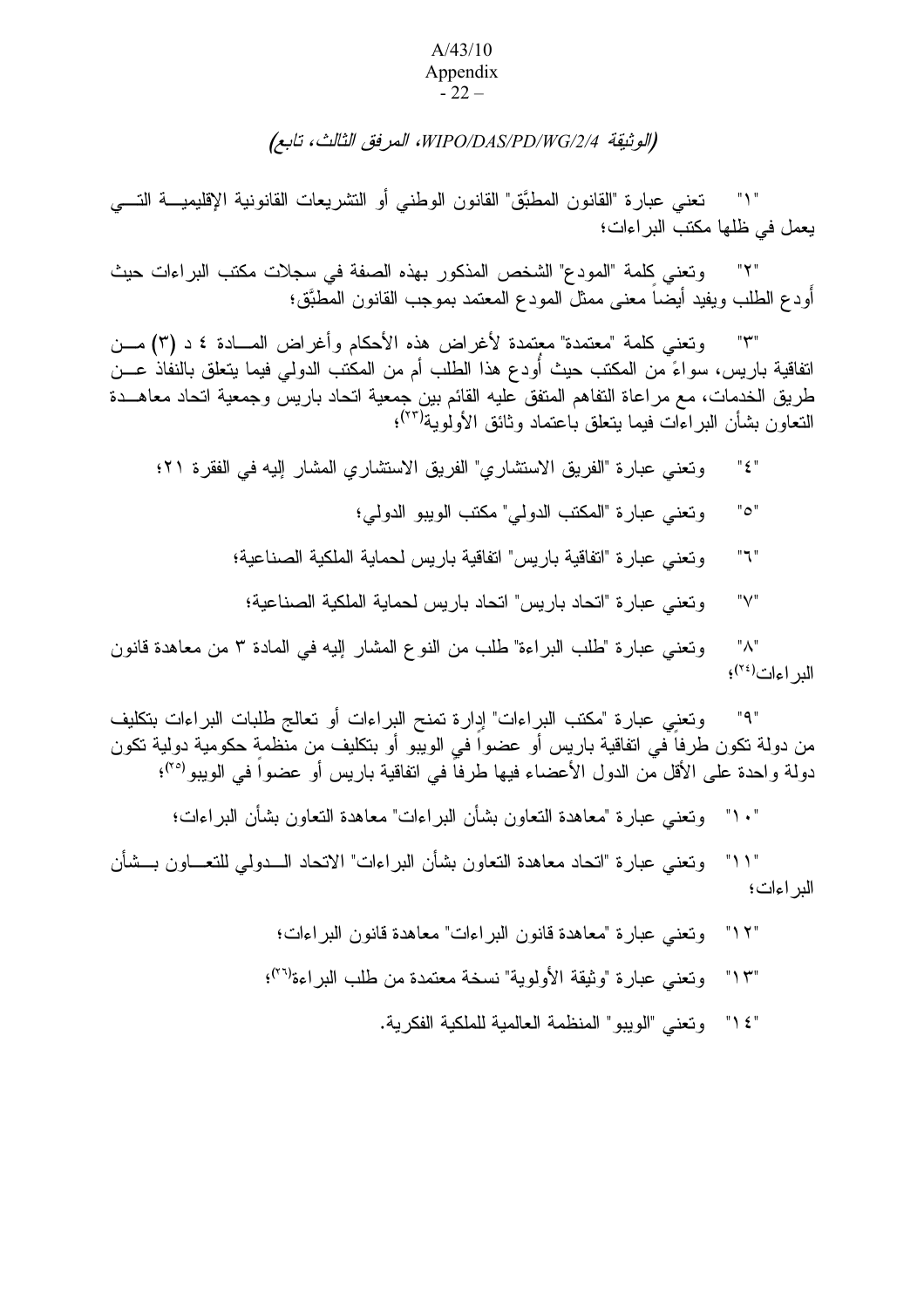(الوثيقة WIPO/DAS/PD/WG/2/4، المرفق الثالث، تابع)

"١" تعني عبارة "القانون المطبَّق" القانون الوطني أو التشريعات القانونية الإقليمية التي يعمل في ظلها مكتب البراءات؛

"٢" وتعني كلمة "المودع" الشخص المذكور بهذه الصفة في سجلات مكتب البراءات حيث أُودع الطلب ويفيد أيضاً معنى ممثل المودع المعتمد بموجب القانون المطبَّق؛

"٣" وتعني كلمة "معتمدة" معتمدة لأغراض هذه الأحكام وأغراض المادة ٤ د (٣) من اتفاقية باريس، سواءً من المكتب حيث أُودع هذا الطلب أم من المكتب الدولي فيما يتعلق بالنفاذ عن طريق الخدمات، مع مراعاة التفاهم المتفق عليه القائم بين جمعية اتحاد باريس وجمعية اتحاد معاهدة التعاون بشأن البراءات فيما يتعلق باعتماد وثائق الأولوية[٢٣]؛

"٤" وتعني عبارة "الفريق الاستشاري" الفريق الاستشاري المشار إليه في الفقرة ٢١؛

"٥" وتعني عبارة "المكتب الدولي" مكتب الويبو الدولي؛

"٦" وتعني عبارة "اتفاقية باريس" اتفاقية باريس لحماية الملكية الصناعية؛

"٧" وتعني عبارة "اتحاد باريس" اتحاد باريس لحماية الملكية الصناعية؛

"٨" وتعني عبارة "طلب البراءة" طلب من النوع المشار إليه في المادة ٣ من معاهدة قانون البراءات[٢٤]؛

"٩" وتعني عبارة "مكتب البراءات" إدارة تمنح البراءات أو تعالج طلبات البراءات بتكليف من دولة تكون طرفاً في اتفاقية باريس أو عضواً في الويبو أو بتكليف من منظمة حكومية دولية تكون دولة واحدة على الأقل من الدول الأعضاء فيها طرفاً في اتفاقية باريس أو عضواً في الويبو[٢٥]؛

"١٠" وتعني عبارة "معاهدة التعاون بشأن البراءات" معاهدة التعاون بشأن البراءات؛

"١١" وتعني عبارة "اتحاد معاهدة التعاون بشأن البراءات" الاتحاد الدولي للتعاون بشأن البراءات؛

"١٢" وتعني عبارة "معاهدة قانون البراءات" معاهدة قانون البراءات؛

"١٣" وتعني عبارة "وثيقة الأولوية" نسخة معتمدة من طلب البراءة[٢٦]؛

"١٤" وتعني "الويبو" المنظمة العالمية للملكية الفكرية.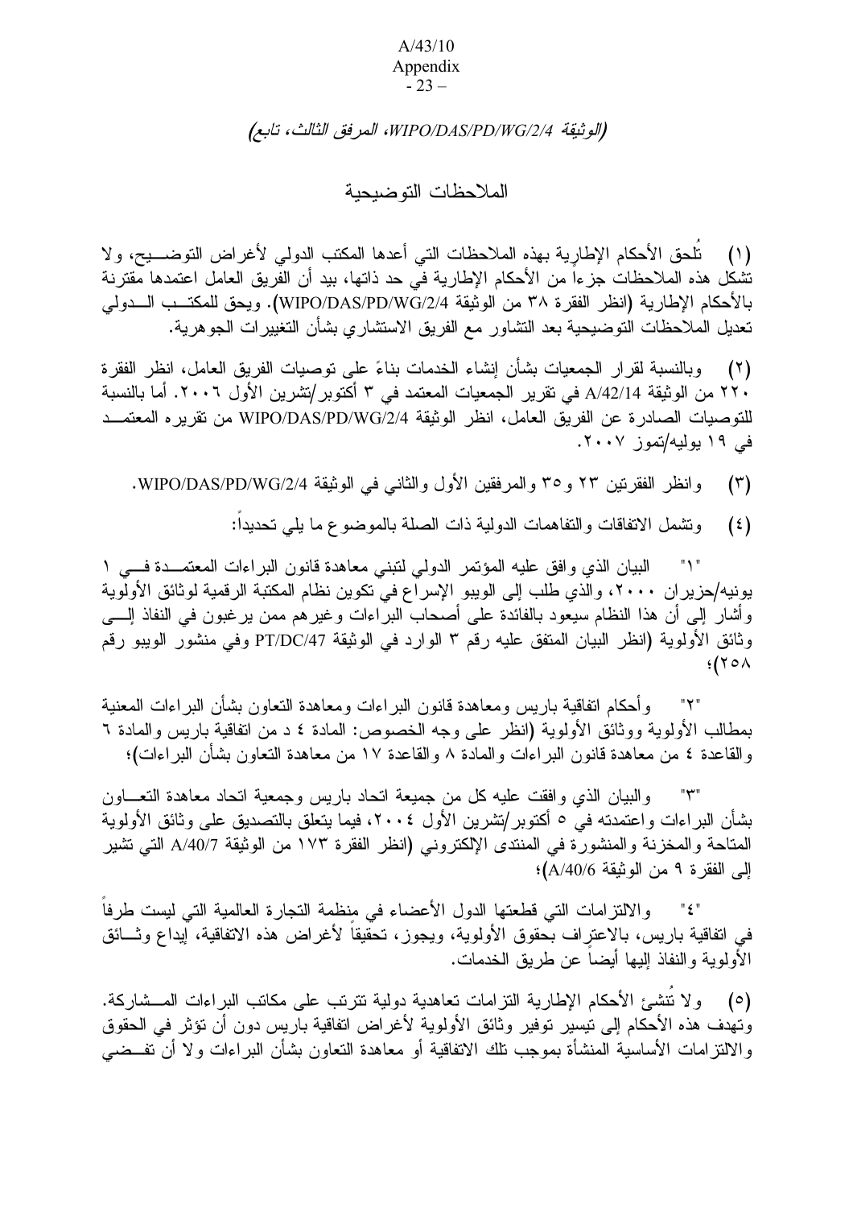*(الوثيقة WIPO/DAS/PD/WG/2/4، المرفق الثالث، تابع)*

## الملاحظات التوضيحية

(١) تُلحق الأحكام الإطارية بهذه الملاحظات التي أعدها المكتب الدولي لأغراض التوضيح، ولا تشكل هذه الملاحظات جزءاً من الأحكام الإطارية في حد ذاتها، بيد أن الفريق العامل اعتمدها مقترنة بالأحكام الإطارية (انظر الفقرة ٣٨ من الوثيقة WIPO/DAS/PD/WG/2/4). ويحق للمكتب الدولي تعديل الملاحظات التوضيحية بعد التشاور مع الفريق الاستشاري بشأن التغييرات الجوهرية.

(٢) وبالنسبة لقرار الجمعيات بشأن إنشاء الخدمات بناءً على توصيات الفريق العامل، انظر الفقرة ٢٢٠ من الوثيقة A/42/14 في تقرير الجمعيات المعتمد في ٣ أكتوبر/تشرين الأول ٢٠٠٦. أما بالنسبة للتوصيات الصادرة عن الفريق العامل، انظر الوثيقة WIPO/DAS/PD/WG/2/4 من تقريره المعتمد في ١٩ يوليه/تموز ٢٠٠٧.

(٣) وانظر الفقرتين ٢٣ و٣٥ والمرفقين الأول والثاني في الوثيقة WIPO/DAS/PD/WG/2/4.

(٤) وتشمل الاتفاقات والتفاهمات الدولية ذات الصلة بالموضوع ما يلي تحديداً:

"١" البيان الذي وافق عليه المؤتمر الدولي لتبني معاهدة قانون البراءات المعتمدة في ١ يونيه/حزيران ٢٠٠٠، والذي طلب إلى الويبو الإسراع في تكوين نظام المكتبة الرقمية لوثائق الأولوية وأشار إلى أن هذا النظام سيعود بالفائدة على أصحاب البراءات وغيرهم ممن يرغبون في النفاذ إلى وثائق الأولوية (انظر البيان المتفق عليه رقم ٣ الوارد في الوثيقة PT/DC/47 وفي منشور الويبو رقم ٢٥٨)؛

"٢" وأحكام اتفاقية باريس ومعاهدة قانون البراءات ومعاهدة التعاون بشأن البراءات المعنية بمطالب الأولوية ووثائق الأولوية (انظر على وجه الخصوص: المادة ٤ د من اتفاقية باريس والمادة ٦ والقاعدة ٤ من معاهدة قانون البراءات والمادة ٨ والقاعدة ١٧ من معاهدة التعاون بشأن البراءات)؛

"٣" والبيان الذي وافقت عليه كل من جميعة اتحاد باريس وجمعية اتحاد معاهدة التعاون بشأن البراءات واعتمدته في ٥ أكتوبر/تشرين الأول ٢٠٠٤، فيما يتعلق بالتصديق على وثائق الأولوية المتاحة والمخزنة والمنشورة في المنتدى الإلكتروني (انظر الفقرة ١٧٣ من الوثيقة A/40/7 التي تشير إلى الفقرة ٩ من الوثيقة A/40/6)؛

"٤" والالتزامات التي قطعتها الدول الأعضاء في منظمة التجارة العالمية التي ليست طرفاً في اتفاقية باريس، بالاعتراف بحقوق الأولوية، ويجوز، تحقيقاً لأغراض هذه الاتفاقية، إيداع وثائق الأولوية والنفاذ إليها أيضاً عن طريق الخدمات.

(٥) ولا تُنشئ الأحكام الإطارية التزامات تعاهدية دولية تترتب على مكاتب البراءات المشاركة. وتهدف هذه الأحكام إلى تيسير توفير وثائق الأولوية لأغراض اتفاقية باريس دون أن تؤثر في الحقوق والالتزامات الأساسية المنشأة بموجب تلك الاتفاقية أو معاهدة التعاون بشأن البراءات ولا أن تقضي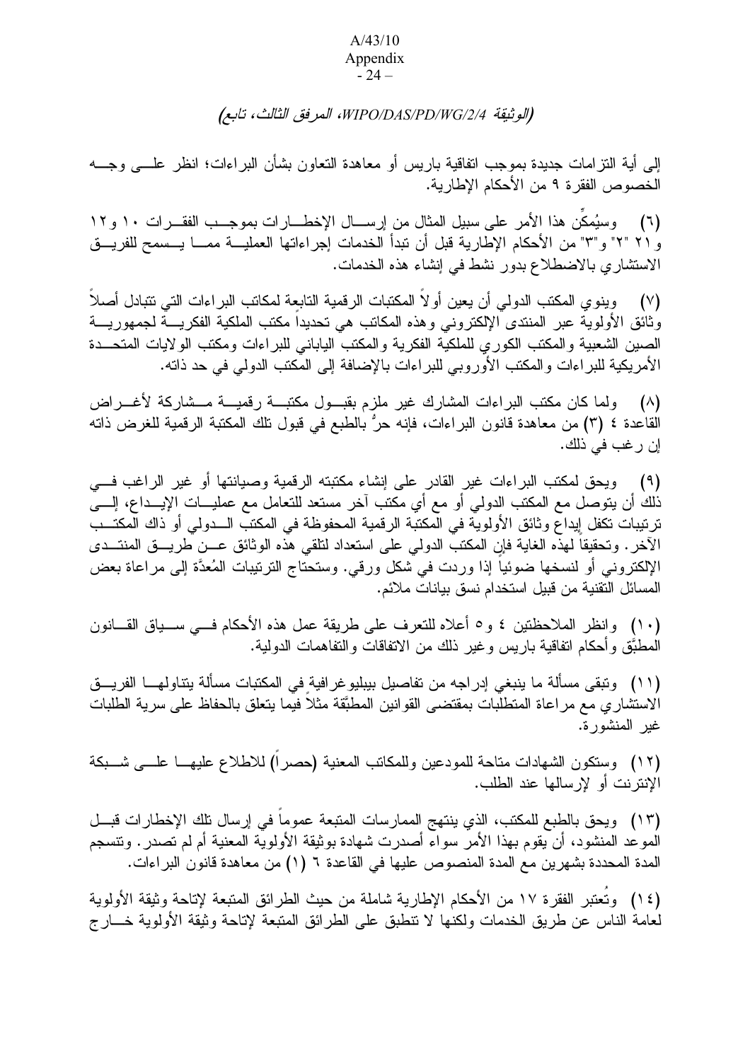*(الوثيقة WIPO/DAS/PD/WG/2/4، المرفق الثالث، تابع)*

إلى أية التزامات جديدة بموجب اتفاقية باريس أو معاهدة التعاون بشأن البراءات؛ انظر على وجه الخصوص الفقرة ٩ من الأحكام الإطارية.

(٦) وسيُمكِّن هذا الأمر على سبيل المثال من إرسال الإخطارات بموجب الفقرات ١٠ و١٢ و٢١ "٢" و"٣" من الأحكام الإطارية قبل أن تبدأ الخدمات إجراءاتها العملية مما يسمح للفريق الاستشاري بالاضطلاع بدور نشط في إنشاء هذه الخدمات.

(٧) وينوي المكتب الدولي أن يعين أولاً المكتبات الرقمية التابعة لمكاتب البراءات التي تتبادل أصلاً وثائق الأولوية عبر المنتدى الإلكتروني وهذه المكاتب هي تحديداً مكتب الملكية الفكرية لجمهورية الصين الشعبية والمكتب الكوري للملكية الفكرية والمكتب الياباني للبراءات ومكتب الولايات المتحدة الأمريكية للبراءات والمكتب الأوروبي للبراءات بالإضافة إلى المكتب الدولي في حد ذاته.

(٨) ولما كان مكتب البراءات المشارك غير ملزم بقبول مكتبة رقمية مشاركة لأغراض القاعدة ٤ (٣) من معاهدة قانون البراءات، فإنه حرٌّ بالطبع في قبول تلك المكتبة الرقمية للغرض ذاته إن رغب في ذلك.

(٩) ويحق لمكتب البراءات غير القادر على إنشاء مكتبته الرقمية وصيانتها أو غير الراغب في ذلك أن يتوصل مع المكتب الدولي أو مع أي مكتب آخر مستعد للتعامل مع عمليات الإيداع، إلى ترتيبات تكفل إيداع وثائق الأولوية في المكتبة الرقمية المحفوظة في المكتب الدولي أو ذاك المكتب الآخر. وتحقيقاً لهذه الغاية فإن المكتب الدولي على استعداد لتلقي هذه الوثائق عن طريق المنتدى الإلكتروني أو لنسخها ضوئياً إذا وردت في شكل ورقي. وستحتاج الترتيبات المُعدَّة إلى مراعاة بعض المسائل التقنية من قبيل استخدام نسق بيانات ملائم.

(١٠) وانظر الملاحظتين ٤ و٥ أعلاه للتعرف على طريقة عمل هذه الأحكام في سياق القانون المطبَّق وأحكام اتفاقية باريس وغير ذلك من الاتفاقات والتفاهمات الدولية.

(١١) وتبقى مسألة ما ينبغي إدراجه من تفاصيل بيبليوغرافية في المكتبات مسألة يتناولها الفريق الاستشاري مع مراعاة المتطلبات بمقتضى القوانين المطبَّقة مثلاً فيما يتعلق بالحفاظ على سرية الطلبات غير المنشورة.

(١٢) وستكون الشهادات متاحة للمودعين وللمكاتب المعنية (حصراً) للاطلاع عليها على شبكة الإنترنت أو لإرسالها عند الطلب.

(١٣) ويحق بالطبع للمكتب، الذي ينتهج الممارسات المتبعة عموماً في إرسال تلك الإخطارات قبل الموعد المنشود، أن يقوم بهذا الأمر سواء أصدرت شهادة بوثيقة الأولوية المعنية أم لم تصدر. وتنسجم المدة المحددة بشهرين مع المدة المنصوص عليها في القاعدة ٦ (١) من معاهدة قانون البراءات.

(١٤) وتُعتبر الفقرة ١٧ من الأحكام الإطارية شاملة من حيث الطرائق المتبعة لإتاحة وثيقة الأولوية لعامة الناس عن طريق الخدمات ولكنها لا تنطبق على الطرائق المتبعة لإتاحة وثيقة الأولوية خارج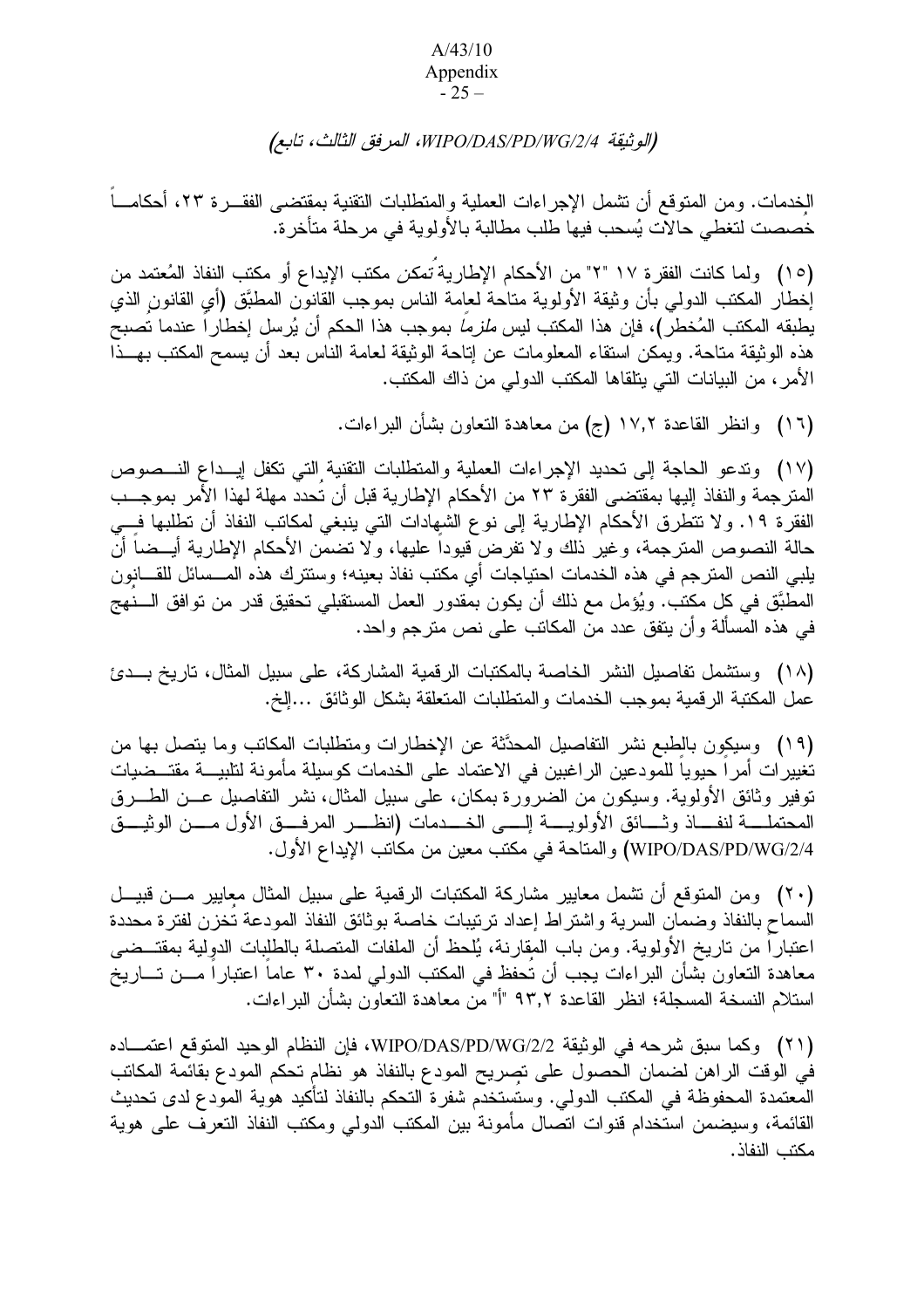*(الوثيقة WIPO/DAS/PD/WG/2/4، المرفق الثالث، تابع)*

الخدمات. ومن المتوقع أن تشمل الإجراءات العملية والمتطلبات التقنية بمقتضى الفقرة ٢٣، أحكاماً خصصت لتغطي حالات يُسحب فيها طلب مطالبة بالأولوية في مرحلة متأخرة.

(١٥) ولما كانت الفقرة ١٧ "٢" من الأحكام الإطارية *تُمكن* مكتب الإيداع أو مكتب النفاذ المُعتمد من إخطار المكتب الدولي بأن وثيقة الأولوية متاحة لعامة الناس بموجب القانون المطبَّق (أي القانون الذي يطبقه المكتب المُخطِر)، فإن هذا المكتب ليس *ملزماً* بموجب هذا الحكم أن يُرسل إخطاراً عندما تصبح هذه الوثيقة متاحة. ويمكن استقاء المعلومات عن إتاحة الوثيقة لعامة الناس بعد أن يسمح المكتب بهذا الأمر، من البيانات التي يتلقاها المكتب الدولي من ذاك المكتب.

(١٦) وانظر القاعدة ١٧,٢ (ج) من معاهدة التعاون بشأن البراءات.

(١٧) وتدعو الحاجة إلى تحديد الإجراءات العملية والمتطلبات التقنية التي تكفل إيداع النصوص المترجمة والنفاذ إليها بمقتضى الفقرة ٢٣ من الأحكام الإطارية قبل أن تُحدد مهلة لهذا الأمر بموجب الفقرة ١٩. ولا تتطرق الأحكام الإطارية إلى نوع الشهادات التي ينبغي لمكاتب النفاذ أن تطلبها في حالة النصوص المترجمة، وغير ذلك ولا تفرض قيوداً عليها، ولا تضمن الأحكام الإطارية أيضاً أن يلبي النص المترجم في هذه الخدمات احتياجات أي مكتب نفاذ بعينه؛ وستترك هذه المسائل للقانون المطبَّق في كل مكتب. ويُؤمل مع ذلك أن يكون بمقدور العمل المستقبلي تحقيق قدر من توافق النهج في هذه المسألة وأن يتفق عدد من المكاتب على نص مترجم واحد.

(١٨) وستشمل تفاصيل النشر الخاصة بالمكتبات الرقمية المشاركة، على سبيل المثال، تاريخ بدئ عمل المكتبة الرقمية بموجب الخدمات والمتطلبات المتعلقة بشكل الوثائق ...إلخ.

(١٩) وسيكون بالطبع نشر التفاصيل المحدَّثة عن الإخطارات ومتطلبات المكاتب وما يتصل بها من تغييرات أمراً حيوياً للمودعين الراغبين في الاعتماد على الخدمات كوسيلة مأمونة لتلبية مقتضيات توفير وثائق الأولوية. وسيكون من الضرورة بمكان، على سبيل المثال، نشر التفاصيل عن الطرق المحتملة لنفاذ وثائق الأولوية إلى الخدمات (انظر المرفق الأول من الوثيقة WIPO/DAS/PD/WG/2/4) والمتاحة في مكتب معين من مكاتب الإيداع الأول.

(٢٠) ومن المتوقع أن تشمل معايير مشاركة المكتبات الرقمية على سبيل المثال معايير من قبيل السماح بالنفاذ وضمان السرية واشتراط إعداد ترتيبات خاصة بوثائق النفاذ المودعة تُخزن لفترة محددة اعتباراً من تاريخ الأولوية. ومن باب المقارنة، يُلحظ أن الملفات المتصلة بالطلبات الدولية بمقتضى معاهدة التعاون بشأن البراءات يجب أن تُحفظ في المكتب الدولي لمدة ٣٠ عاماً اعتباراً من تاريخ استلام النسخة المسجلة؛ انظر القاعدة ٩٣,٢ "أ" من معاهدة التعاون بشأن البراءات.

(٢١) وكما سبق شرحه في الوثيقة WIPO/DAS/PD/WG/2/2، فإن النظام الوحيد المتوقع اعتماده في الوقت الراهن لضمان الحصول على تصريح المودع بالنفاذ هو نظام تحكم المودع بقائمة المكاتب المعتمدة المحفوظة في المكتب الدولي. وستستخدم شفرة التحكم بالنفاذ لتأكيد هوية المودع لدى تحديث القائمة، وسيضمن استخدام قنوات اتصال مأمونة بين المكتب الدولي ومكتب النفاذ التعرف على هوية مكتب النفاذ.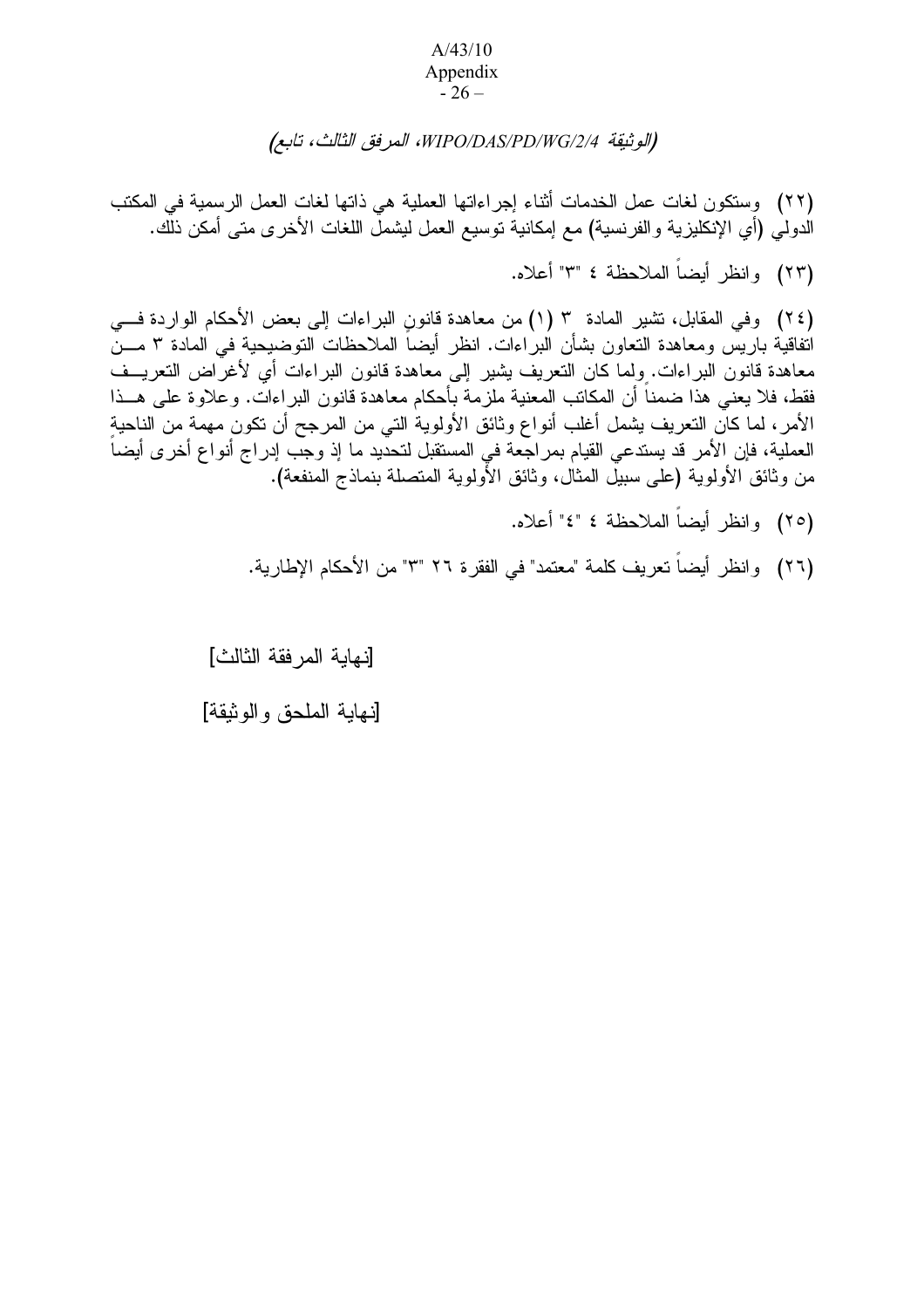*(الوثيقة WIPO/DAS/PD/WG/2/4، المرفق الثالث، تابع)*

(٢٢) وستكون لغات عمل الخدمات أثناء إجراءاتها العملية هي ذاتها لغات العمل الرسمية في المكتب الدولي (أي الإنكليزية والفرنسية) مع إمكانية توسيع العمل ليشمل اللغات الأخرى متى أمكن ذلك.

(٢٣) وانظر أيضاً الملاحظة ٤ "٣" أعلاه.

(٢٤) وفي المقابل، تشير المادة ٣ (١) من معاهدة قانون البراءات إلى بعض الأحكام الواردة في اتفاقية باريس ومعاهدة التعاون بشأن البراءات. انظر أيضاً الملاحظات التوضيحية في المادة ٣ من معاهدة قانون البراءات. ولما كان التعريف يشير إلى معاهدة قانون البراءات أي لأغراض التعريف فقط، فلا يعني هذا ضمناً أن المكاتب المعنية ملزمة بأحكام معاهدة قانون البراءات. وعلاوة على هذا الأمر، لما كان التعريف يشمل أغلب أنواع وثائق الأولوية التي من المرجح أن تكون مهمة من الناحية العملية، فإن الأمر قد يستدعي القيام بمراجعة في المستقبل لتحديد ما إذ وجب إدراج أنواع أخرى أيضاً من وثائق الأولوية (على سبيل المثال، وثائق الأولوية المتصلة بنماذج المنفعة).

(٢٥) وانظر أيضاً الملاحظة ٤ "٤" أعلاه.

(٢٦) وانظر أيضاً تعريف كلمة "معتمد" في الفقرة ٢٦ "٣" من الأحكام الإطارية.

[نهاية المرفقة الثالث]

[نهاية الملحق والوثيقة]